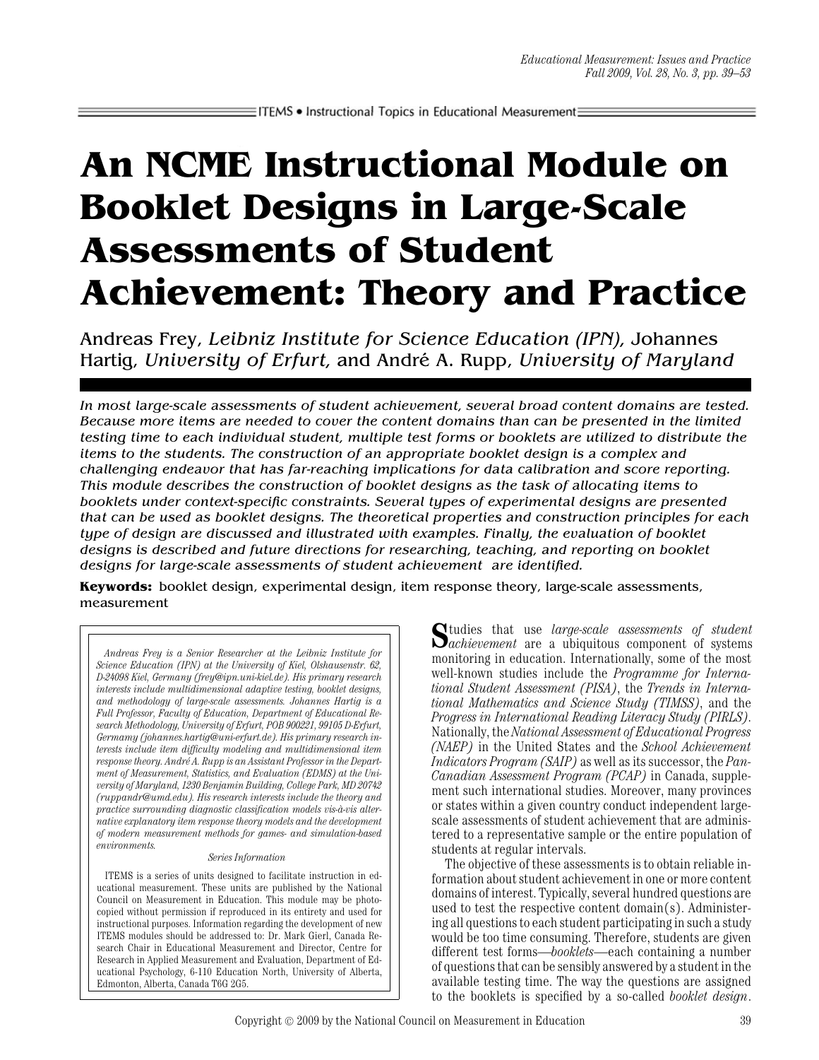ITEMS • Instructional Topics in Educational Measurement

# An NCME Instructional Module on Booklet Designs in Large-Scale Assessments of Student Achievement: Theory and Practice

Andreas Frey, *Leibniz Institute for Science Education (IPN),* Johannes Hartig, *University of Erfurt,* and André A. Rupp, *University of Maryland*

*In most large-scale assessments of student achievement, several broad content domains are tested. Because more items are needed to cover the content domains than can be presented in the limited testing time to each individual student, multiple test forms or booklets are utilized to distribute the items to the students. The construction of an appropriate booklet design is a complex and challenging endeavor that has far-reaching implications for data calibration and score reporting. This module describes the construction of booklet designs as the task of allocating items to booklets under context-specific constraints. Several types of experimental designs are presented that can be used as booklet designs. The theoretical properties and construction principles for each type of design are discussed and illustrated with examples. Finally, the evaluation of booklet designs is described and future directions for researching, teaching, and reporting on booklet designs for large-scale assessments of student achievement are identified.*

**Keywords:** booklet design, experimental design, item response theory, large-scale assessments, measurement

*Andreas Frey is a Senior Researcher at the Leibniz Institute for Science Education (IPN) at the University of Kiel, Olshausenstr. 62, D-24098 Kiel, Germany (frey@ipn.uni-kiel.de). His primary research interests include multidimensional adaptive testing, booklet designs, and methodology of large-scale assessments. Johannes Hartig is a Full Professor, Faculty of Education, Department of Educational Research Methodology, University of Erfurt, POB 900221, 99105 D-Erfurt, Germamy (johannes.hartig@uni-erfurt.de). His primary research interests include item difficulty modeling and multidimensional item response theory. André A. Rupp is an Assistant Professor in the Department of Measurement, Statistics, and Evaluation (EDMS) at the University of Maryland, 1230 Benjamin Building, College Park, MD 20742 (ruppandr@umd.edu). His research interests include the theory and practice surrounding diagnostic classification models vis-à-vis alternative explanatory item response theory models and the development of modern measurement methods for games- and simulation-based environments.*

*Series Information*

ITEMS is a series of units designed to facilitate instruction in educational measurement. These units are published by the National Council on Measurement in Education. This module may be photocopied without permission if reproduced in its entirety and used for instructional purposes. Information regarding the development of new ITEMS modules should be addressed to: Dr. Mark Gierl, Canada Research Chair in Educational Measurement and Director, Centre for Research in Applied Measurement and Evaluation, Department of Educational Psychology, 6-110 Education North, University of Alberta, Edmonton, Alberta, Canada T6G 2G5.

Studies that use *large-scale assessments of student achievement* are a ubiquitous component of systems monitoring in education. Internationally, some of the most well-known studies include the *Programme for International Student Assessment (PISA)*, the *Trends in International Mathematics and Science Study (TIMSS)*, and the *Progress in International Reading Literacy Study (PIRLS)*. Nationally, the *National Assessment of Educational Progress (NAEP)* in the United States and the *School Achievement Indicators Program (SAIP)* as well as its successor, the *Pan-Canadian Assessment Program (PCAP)* in Canada, supplement such international studies. Moreover, many provinces or states within a given country conduct independent large-scale assessments of student achievement that are administered to a representative sample or the entire population of students at regular intervals.

The objective of these assessments is to obtain reliable information about student achievement in one or more content domains of interest. Typically, several hundred questions are used to test the respective content domain(s). Administering all questions to each student participating in such a study would be too time consuming. Therefore, students are given different test forms—*booklets*—each containing a number of questions that can be sensibly answered by a student in the available testing time. The way the questions are assigned to the booklets is specified by a so-called *booklet design*.

Copyright © 2009 by the National Council on Measurement in Education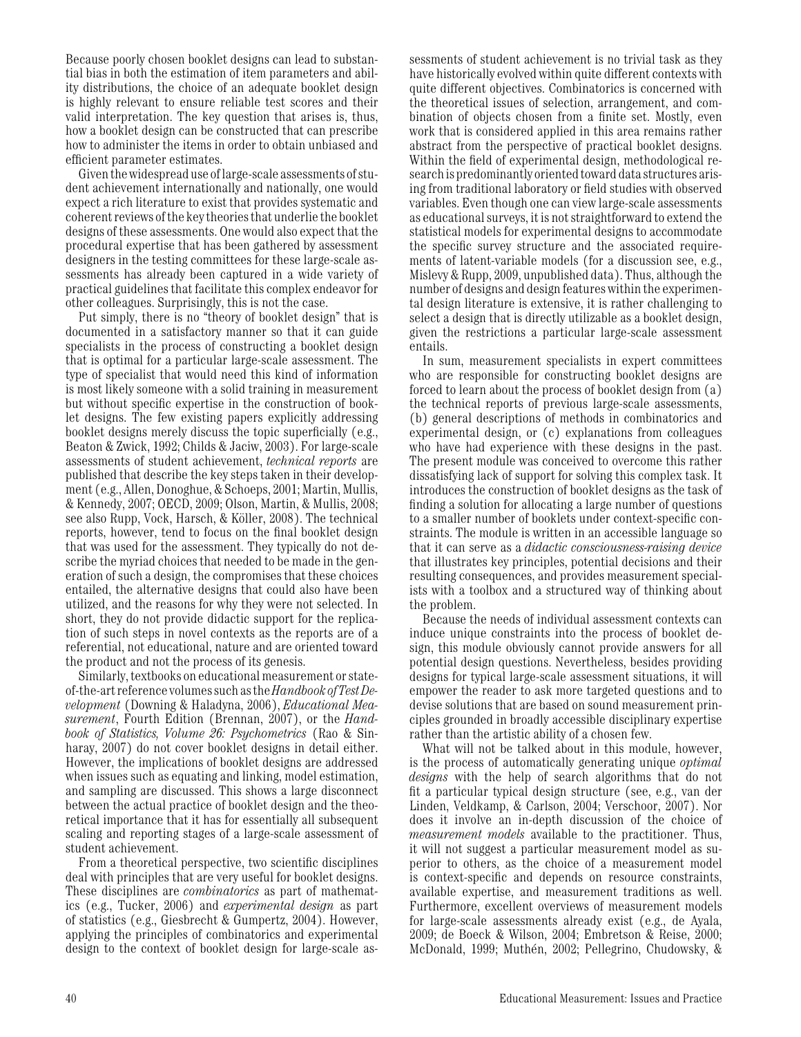Because poorly chosen booklet designs can lead to substantial bias in both the estimation of item parameters and ability distributions, the choice of an adequate booklet design is highly relevant to ensure reliable test scores and their valid interpretation. The key question that arises is, thus, how a booklet design can be constructed that can prescribe how to administer the items in order to obtain unbiased and efficient parameter estimates.

Given the widespread use of large-scale assessments of student achievement internationally and nationally, one would expect a rich literature to exist that provides systematic and coherent reviews of the key theories that underlie the booklet designs of these assessments. One would also expect that the procedural expertise that has been gathered by assessment designers in the testing committees for these large-scale assessments has already been captured in a wide variety of practical guidelines that facilitate this complex endeavor for other colleagues. Surprisingly, this is not the case.

Put simply, there is no "theory of booklet design" that is documented in a satisfactory manner so that it can guide specialists in the process of constructing a booklet design that is optimal for a particular large-scale assessment. The type of specialist that would need this kind of information is most likely someone with a solid training in measurement but without specific expertise in the construction of booklet designs. The few existing papers explicitly addressing booklet designs merely discuss the topic superficially (e.g., Beaton & Zwick, 1992; Childs & Jaciw, 2003). For large-scale assessments of student achievement, *technical reports* are published that describe the key steps taken in their development (e.g., Allen, Donoghue, & Schoeps, 2001; Martin, Mullis, & Kennedy, 2007; OECD, 2009; Olson, Martin, & Mullis, 2008; see also Rupp, Vock, Harsch, & Köller, 2008). The technical reports, however, tend to focus on the final booklet design that was used for the assessment. They typically do not describe the myriad choices that needed to be made in the generation of such a design, the compromises that these choices entailed, the alternative designs that could also have been utilized, and the reasons for why they were not selected. In short, they do not provide didactic support for the replication of such steps in novel contexts as the reports are of a referential, not educational, nature and are oriented toward the product and not the process of its genesis.

Similarly, textbooks on educational measurement or state-of-the-art reference volumes such as the *Handbook of Test Development* (Downing & Haladyna, 2006), *Educational Measurement*, Fourth Edition (Brennan, 2007), or the *Handbook of Statistics, Volume 26: Psychometrics* (Rao & Sinharay, 2007) do not cover booklet designs in detail either. However, the implications of booklet designs are addressed when issues such as equating and linking, model estimation, and sampling are discussed. This shows a large disconnect between the actual practice of booklet design and the theoretical importance that it has for essentially all subsequent scaling and reporting stages of a large-scale assessment of student achievement.

From a theoretical perspective, two scientific disciplines deal with principles that are very useful for booklet designs. These disciplines are *combinatorics* as part of mathematics (e.g., Tucker, 2006) and *experimental design* as part of statistics (e.g., Giesbrecht & Gumpertz, 2004). However, applying the principles of combinatorics and experimental design to the context of booklet design for large-scale assessments of student achievement is no trivial task as they have historically evolved within quite different contexts with quite different objectives. Combinatorics is concerned with the theoretical issues of selection, arrangement, and combination of objects chosen from a finite set. Mostly, even work that is considered applied in this area remains rather abstract from the perspective of practical booklet designs. Within the field of experimental design, methodological research is predominantly oriented toward data structures arising from traditional laboratory or field studies with observed variables. Even though one can view large-scale assessments as educational surveys, it is not straightforward to extend the statistical models for experimental designs to accommodate the specific survey structure and the associated requirements of latent-variable models (for a discussion see, e.g., Mislevy & Rupp, 2009, unpublished data). Thus, although the number of designs and design features within the experimental design literature is extensive, it is rather challenging to select a design that is directly utilizable as a booklet design, given the restrictions a particular large-scale assessment entails.

In sum, measurement specialists in expert committees who are responsible for constructing booklet designs are forced to learn about the process of booklet design from (a) the technical reports of previous large-scale assessments, (b) general descriptions of methods in combinatorics and experimental design, or (c) explanations from colleagues who have had experience with these designs in the past. The present module was conceived to overcome this rather dissatisfying lack of support for solving this complex task. It introduces the construction of booklet designs as the task of finding a solution for allocating a large number of questions to a smaller number of booklets under context-specific constraints. The module is written in an accessible language so that it can serve as a *didactic consciousness-raising device* that illustrates key principles, potential decisions and their resulting consequences, and provides measurement specialists with a toolbox and a structured way of thinking about the problem.

Because the needs of individual assessment contexts can induce unique constraints into the process of booklet design, this module obviously cannot provide answers for all potential design questions. Nevertheless, besides providing designs for typical large-scale assessment situations, it will empower the reader to ask more targeted questions and to devise solutions that are based on sound measurement principles grounded in broadly accessible disciplinary expertise rather than the artistic ability of a chosen few.

What will not be talked about in this module, however, is the process of automatically generating unique *optimal designs* with the help of search algorithms that do not fit a particular typical design structure (see, e.g., van der Linden, Veldkamp, & Carlson, 2004; Verschoor, 2007). Nor does it involve an in-depth discussion of the choice of *measurement models* available to the practitioner. Thus, it will not suggest a particular measurement model as superior to others, as the choice of a measurement model is context-specific and depends on resource constraints, available expertise, and measurement traditions as well. Furthermore, excellent overviews of measurement models for large-scale assessments already exist (e.g., de Ayala, 2009; de Boeck & Wilson, 2004; Embretson & Reise, 2000; McDonald, 1999; Muthén, 2002; Pellegrino, Chudowsky, &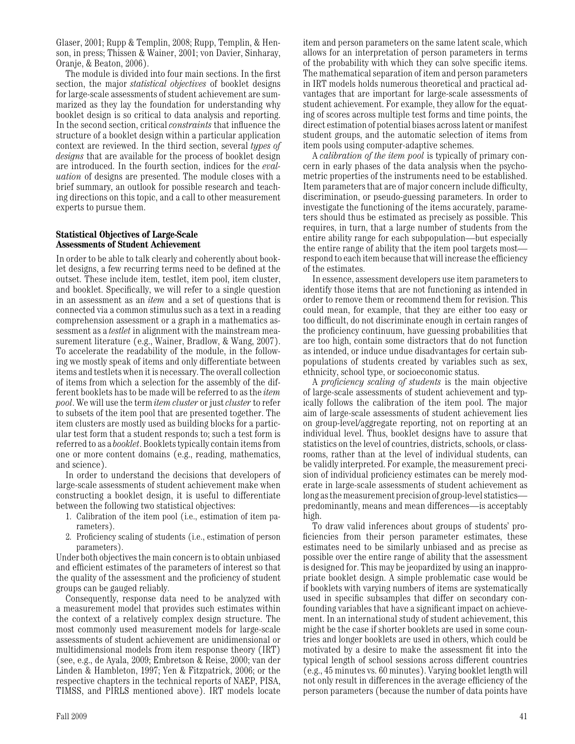Glaser, 2001; Rupp & Templin, 2008; Rupp, Templin, & Henson, in press; Thissen & Wainer, 2001; von Davier, Sinharay, Oranje, & Beaton, 2006).

The module is divided into four main sections. In the first section, the major *statistical objectives* of booklet designs for large-scale assessments of student achievement are summarized as they lay the foundation for understanding why booklet design is so critical to data analysis and reporting. In the second section, critical *constraints* that influence the structure of a booklet design within a particular application context are reviewed. In the third section, several *types of designs* that are available for the process of booklet design are introduced. In the fourth section, indices for the *evaluation* of designs are presented. The module closes with a brief summary, an outlook for possible research and teaching directions on this topic, and a call to other measurement experts to pursue them.

**Statistical Objectives of Large-Scale Assessments of Student Achievement**

In order to be able to talk clearly and coherently about booklet designs, a few recurring terms need to be defined at the outset. These include item, testlet, item pool, item cluster, and booklet. Specifically, we will refer to a single question in an assessment as an *item* and a set of questions that is connected via a common stimulus such as a text in a reading comprehension assessment or a graph in a mathematics assessment as a *testlet* in alignment with the mainstream measurement literature (e.g., Wainer, Bradlow, & Wang, 2007). To accelerate the readability of the module, in the following we mostly speak of items and only differentiate between items and testlets when it is necessary. The overall collection of items from which a selection for the assembly of the different booklets has to be made will be referred to as the *item pool*. We will use the term *item cluster* or just *cluster* to refer to subsets of the item pool that are presented together. The item clusters are mostly used as building blocks for a particular test form that a student responds to; such a test form is referred to as a *booklet*. Booklets typically contain items from one or more content domains (e.g., reading, mathematics, and science).

In order to understand the decisions that developers of large-scale assessments of student achievement make when constructing a booklet design, it is useful to differentiate between the following two statistical objectives:

1. Calibration of the item pool (i.e., estimation of item parameters).
2. Proficiency scaling of students (i.e., estimation of person parameters).

Under both objectives the main concern is to obtain unbiased and efficient estimates of the parameters of interest so that the quality of the assessment and the proficiency of student groups can be gauged reliably.

Consequently, response data need to be analyzed with a measurement model that provides such estimates within the context of a relatively complex design structure. The most commonly used measurement models for large-scale assessments of student achievement are unidimensional or multidimensional models from item response theory (IRT) (see, e.g., de Ayala, 2009; Embretson & Reise, 2000; van der Linden & Hambleton, 1997; Yen & Fitzpatrick, 2006; or the respective chapters in the technical reports of NAEP, PISA, TIMSS, and PIRLS mentioned above). IRT models locate item and person parameters on the same latent scale, which allows for an interpretation of person parameters in terms of the probability with which they can solve specific items. The mathematical separation of item and person parameters in IRT models holds numerous theoretical and practical advantages that are important for large-scale assessments of student achievement. For example, they allow for the equating of scores across multiple test forms and time points, the direct estimation of potential biases across latent or manifest student groups, and the automatic selection of items from item pools using computer-adaptive schemes.

A *calibration of the item pool* is typically of primary concern in early phases of the data analysis when the psychometric properties of the instruments need to be established. Item parameters that are of major concern include difficulty, discrimination, or pseudo-guessing parameters. In order to investigate the functioning of the items accurately, parameters should thus be estimated as precisely as possible. This requires, in turn, that a large number of students from the entire ability range for each subpopulation—but especially the entire range of ability that the item pool targets most—respond to each item because that will increase the efficiency of the estimates.

In essence, assessment developers use item parameters to identify those items that are not functioning as intended in order to remove them or recommend them for revision. This could mean, for example, that they are either too easy or too difficult, do not discriminate enough in certain ranges of the proficiency continuum, have guessing probabilities that are too high, contain some distractors that do not function as intended, or induce undue disadvantages for certain subpopulations of students created by variables such as sex, ethnicity, school type, or socioeconomic status.

A *proficiency scaling of students* is the main objective of large-scale assessments of student achievement and typically follows the calibration of the item pool. The major aim of large-scale assessments of student achievement lies on group-level/aggregate reporting, not on reporting at an individual level. Thus, booklet designs have to assure that statistics on the level of countries, districts, schools, or classrooms, rather than at the level of individual students, can be validly interpreted. For example, the measurement precision of individual proficiency estimates can be merely moderate in large-scale assessments of student achievement as long as the measurement precision of group-level statistics—predominantly, means and mean differences—is acceptably high.

To draw valid inferences about groups of students' proficiencies from their person parameter estimates, these estimates need to be similarly unbiased and as precise as possible over the entire range of ability that the assessment is designed for. This may be jeopardized by using an inappropriate booklet design. A simple problematic case would be if booklets with varying numbers of items are systematically used in specific subsamples that differ on secondary confounding variables that have a significant impact on achievement. In an international study of student achievement, this might be the case if shorter booklets are used in some countries and longer booklets are used in others, which could be motivated by a desire to make the assessment fit into the typical length of school sessions across different countries (e.g., 45 minutes vs. 60 minutes). Varying booklet length will not only result in differences in the average efficiency of the person parameters (because the number of data points have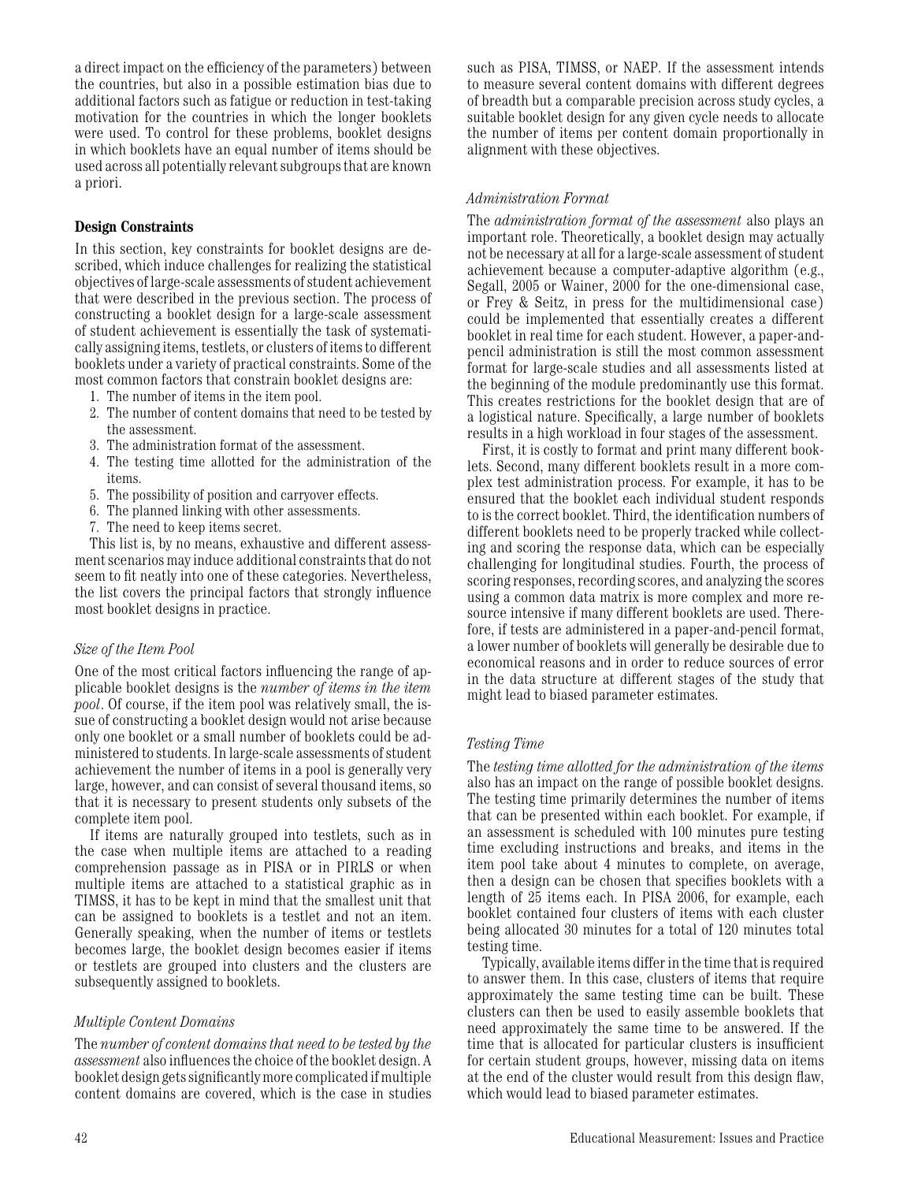a direct impact on the efficiency of the parameters) between the countries, but also in a possible estimation bias due to additional factors such as fatigue or reduction in test-taking motivation for the countries in which the longer booklets were used. To control for these problems, booklet designs in which booklets have an equal number of items should be used across all potentially relevant subgroups that are known a priori.

**Design Constraints**

In this section, key constraints for booklet designs are described, which induce challenges for realizing the statistical objectives of large-scale assessments of student achievement that were described in the previous section. The process of constructing a booklet design for a large-scale assessment of student achievement is essentially the task of systematically assigning items, testlets, or clusters of items to different booklets under a variety of practical constraints. Some of the most common factors that constrain booklet designs are:

1. The number of items in the item pool.
2. The number of content domains that need to be tested by the assessment.
3. The administration format of the assessment.
4. The testing time allotted for the administration of the items.
5. The possibility of position and carryover effects.
6. The planned linking with other assessments.
7. The need to keep items secret.

This list is, by no means, exhaustive and different assessment scenarios may induce additional constraints that do not seem to fit neatly into one of these categories. Nevertheless, the list covers the principal factors that strongly influence most booklet designs in practice.

*Size of the Item Pool*

One of the most critical factors influencing the range of applicable booklet designs is the *number of items in the item pool*. Of course, if the item pool was relatively small, the issue of constructing a booklet design would not arise because only one booklet or a small number of booklets could be administered to students. In large-scale assessments of student achievement the number of items in a pool is generally very large, however, and can consist of several thousand items, so that it is necessary to present students only subsets of the complete item pool.

If items are naturally grouped into testlets, such as in the case when multiple items are attached to a reading comprehension passage as in PISA or in PIRLS or when multiple items are attached to a statistical graphic as in TIMSS, it has to be kept in mind that the smallest unit that can be assigned to booklets is a testlet and not an item. Generally speaking, when the number of items or testlets becomes large, the booklet design becomes easier if items or testlets are grouped into clusters and the clusters are subsequently assigned to booklets.

*Multiple Content Domains*

The *number of content domains that need to be tested by the assessment* also influences the choice of the booklet design. A booklet design gets significantly more complicated if multiple content domains are covered, which is the case in studies such as PISA, TIMSS, or NAEP. If the assessment intends to measure several content domains with different degrees of breadth but a comparable precision across study cycles, a suitable booklet design for any given cycle needs to allocate the number of items per content domain proportionally in alignment with these objectives.

*Administration Format*

The *administration format of the assessment* also plays an important role. Theoretically, a booklet design may actually not be necessary at all for a large-scale assessment of student achievement because a computer-adaptive algorithm (e.g., Segall, 2005 or Wainer, 2000 for the one-dimensional case, or Frey & Seitz, in press for the multidimensional case) could be implemented that essentially creates a different booklet in real time for each student. However, a paper-and-pencil administration is still the most common assessment format for large-scale studies and all assessments listed at the beginning of the module predominantly use this format. This creates restrictions for the booklet design that are of a logistical nature. Specifically, a large number of booklets results in a high workload in four stages of the assessment.

First, it is costly to format and print many different booklets. Second, many different booklets result in a more complex test administration process. For example, it has to be ensured that the booklet each individual student responds to is the correct booklet. Third, the identification numbers of different booklets need to be properly tracked while collecting and scoring the response data, which can be especially challenging for longitudinal studies. Fourth, the process of scoring responses, recording scores, and analyzing the scores using a common data matrix is more complex and more resource intensive if many different booklets are used. Therefore, if tests are administered in a paper-and-pencil format, a lower number of booklets will generally be desirable due to economical reasons and in order to reduce sources of error in the data structure at different stages of the study that might lead to biased parameter estimates.

*Testing Time*

The *testing time allotted for the administration of the items* also has an impact on the range of possible booklet designs. The testing time primarily determines the number of items that can be presented within each booklet. For example, if an assessment is scheduled with 100 minutes pure testing time excluding instructions and breaks, and items in the item pool take about 4 minutes to complete, on average, then a design can be chosen that specifies booklets with a length of 25 items each. In PISA 2006, for example, each booklet contained four clusters of items with each cluster being allocated 30 minutes for a total of 120 minutes total testing time.

Typically, available items differ in the time that is required to answer them. In this case, clusters of items that require approximately the same testing time can be built. These clusters can then be used to easily assemble booklets that need approximately the same time to be answered. If the time that is allocated for particular clusters is insufficient for certain student groups, however, missing data on items at the end of the cluster would result from this design flaw, which would lead to biased parameter estimates.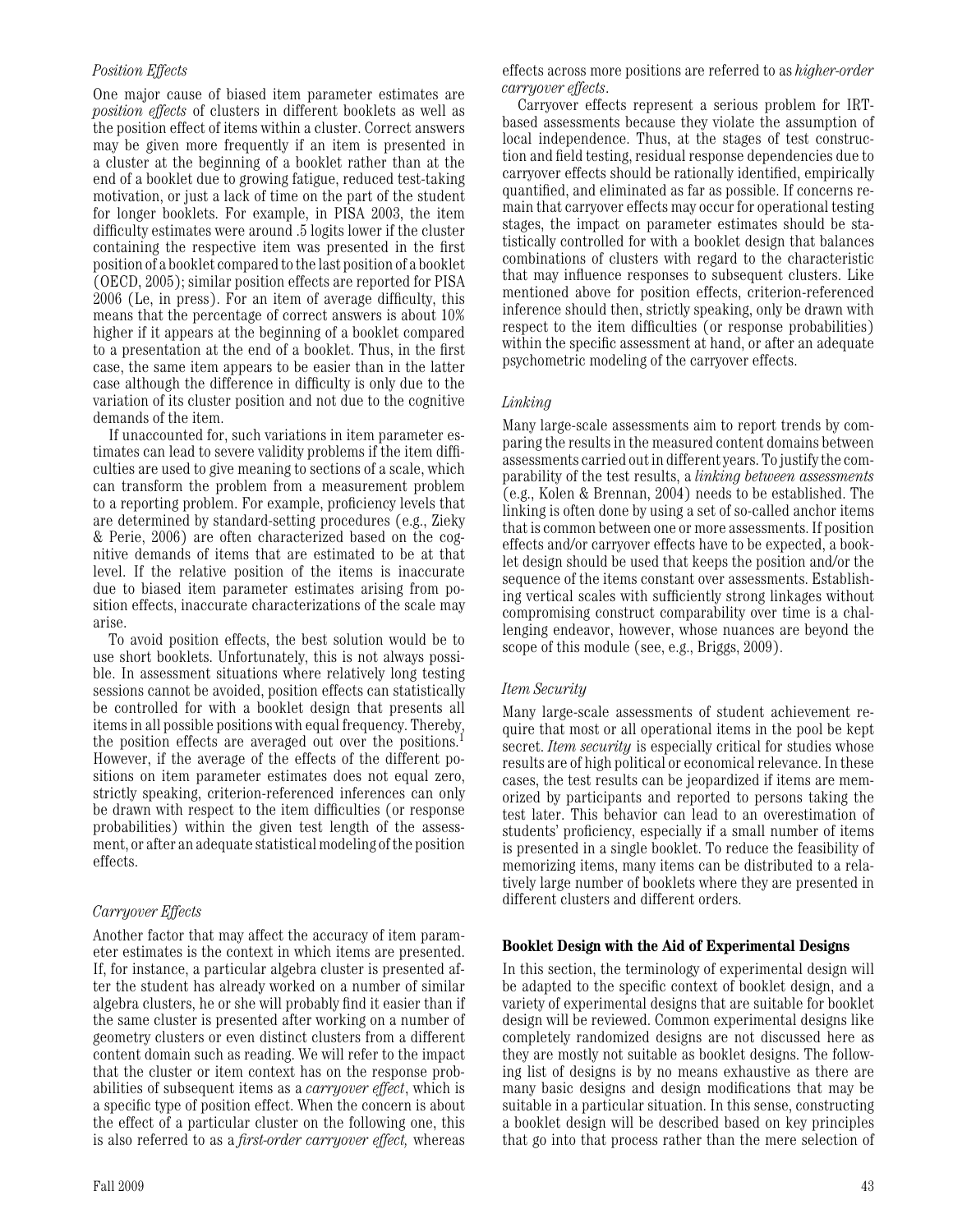### *Position Effects*

One major cause of biased item parameter estimates are *position effects* of clusters in different booklets as well as the position effect of items within a cluster. Correct answers may be given more frequently if an item is presented in a cluster at the beginning of a booklet rather than at the end of a booklet due to growing fatigue, reduced test-taking motivation, or just a lack of time on the part of the student for longer booklets. For example, in PISA 2003, the item difficulty estimates were around .5 logits lower if the cluster containing the respective item was presented in the first position of a booklet compared to the last position of a booklet (OECD, 2005); similar position effects are reported for PISA 2006 (Le, in press). For an item of average difficulty, this means that the percentage of correct answers is about 10% higher if it appears at the beginning of a booklet compared to a presentation at the end of a booklet. Thus, in the first case, the same item appears to be easier than in the latter case although the difference in difficulty is only due to the variation of its cluster position and not due to the cognitive demands of the item.

If unaccounted for, such variations in item parameter estimates can lead to severe validity problems if the item difficulties are used to give meaning to sections of a scale, which can transform the problem from a measurement problem to a reporting problem. For example, proficiency levels that are determined by standard-setting procedures (e.g., Zieky & Perie, 2006) are often characterized based on the cognitive demands of items that are estimated to be at that level. If the relative position of the items is inaccurate due to biased item parameter estimates arising from position effects, inaccurate characterizations of the scale may arise.

To avoid position effects, the best solution would be to use short booklets. Unfortunately, this is not always possible. In assessment situations where relatively long testing sessions cannot be avoided, position effects can statistically be controlled for with a booklet design that presents all items in all possible positions with equal frequency. Thereby, the position effects are averaged out over the positions.[1] However, if the average of the effects of the different positions on item parameter estimates does not equal zero, strictly speaking, criterion-referenced inferences can only be drawn with respect to the item difficulties (or response probabilities) within the given test length of the assessment, or after an adequate statistical modeling of the position effects.

### *Carryover Effects*

Another factor that may affect the accuracy of item parameter estimates is the context in which items are presented. If, for instance, a particular algebra cluster is presented after the student has already worked on a number of similar algebra clusters, he or she will probably find it easier than if the same cluster is presented after working on a number of geometry clusters or even distinct clusters from a different content domain such as reading. We will refer to the impact that the cluster or item context has on the response probabilities of subsequent items as a *carryover effect*, which is a specific type of position effect. When the concern is about the effect of a particular cluster on the following one, this is also referred to as a *first-order carryover effect,* whereas effects across more positions are referred to as *higher-order carryover effects*.

Carryover effects represent a serious problem for IRT-based assessments because they violate the assumption of local independence. Thus, at the stages of test construction and field testing, residual response dependencies due to carryover effects should be rationally identified, empirically quantified, and eliminated as far as possible. If concerns remain that carryover effects may occur for operational testing stages, the impact on parameter estimates should be statistically controlled for with a booklet design that balances combinations of clusters with regard to the characteristic that may influence responses to subsequent clusters. Like mentioned above for position effects, criterion-referenced inference should then, strictly speaking, only be drawn with respect to the item difficulties (or response probabilities) within the specific assessment at hand, or after an adequate psychometric modeling of the carryover effects.

### *Linking*

Many large-scale assessments aim to report trends by comparing the results in the measured content domains between assessments carried out in different years. To justify the comparability of the test results, a *linking between assessments* (e.g., Kolen & Brennan, 2004) needs to be established. The linking is often done by using a set of so-called anchor items that is common between one or more assessments. If position effects and/or carryover effects have to be expected, a booklet design should be used that keeps the position and/or the sequence of the items constant over assessments. Establishing vertical scales with sufficiently strong linkages without compromising construct comparability over time is a challenging endeavor, however, whose nuances are beyond the scope of this module (see, e.g., Briggs, 2009).

### *Item Security*

Many large-scale assessments of student achievement require that most or all operational items in the pool be kept secret. *Item security* is especially critical for studies whose results are of high political or economical relevance. In these cases, the test results can be jeopardized if items are memorized by participants and reported to persons taking the test later. This behavior can lead to an overestimation of students' proficiency, especially if a small number of items is presented in a single booklet. To reduce the feasibility of memorizing items, many items can be distributed to a relatively large number of booklets where they are presented in different clusters and different orders.

## **Booklet Design with the Aid of Experimental Designs**

In this section, the terminology of experimental design will be adapted to the specific context of booklet design, and a variety of experimental designs that are suitable for booklet design will be reviewed. Common experimental designs like completely randomized designs are not discussed here as they are mostly not suitable as booklet designs. The following list of designs is by no means exhaustive as there are many basic designs and design modifications that may be suitable in a particular situation. In this sense, constructing a booklet design will be described based on key principles that go into that process rather than the mere selection of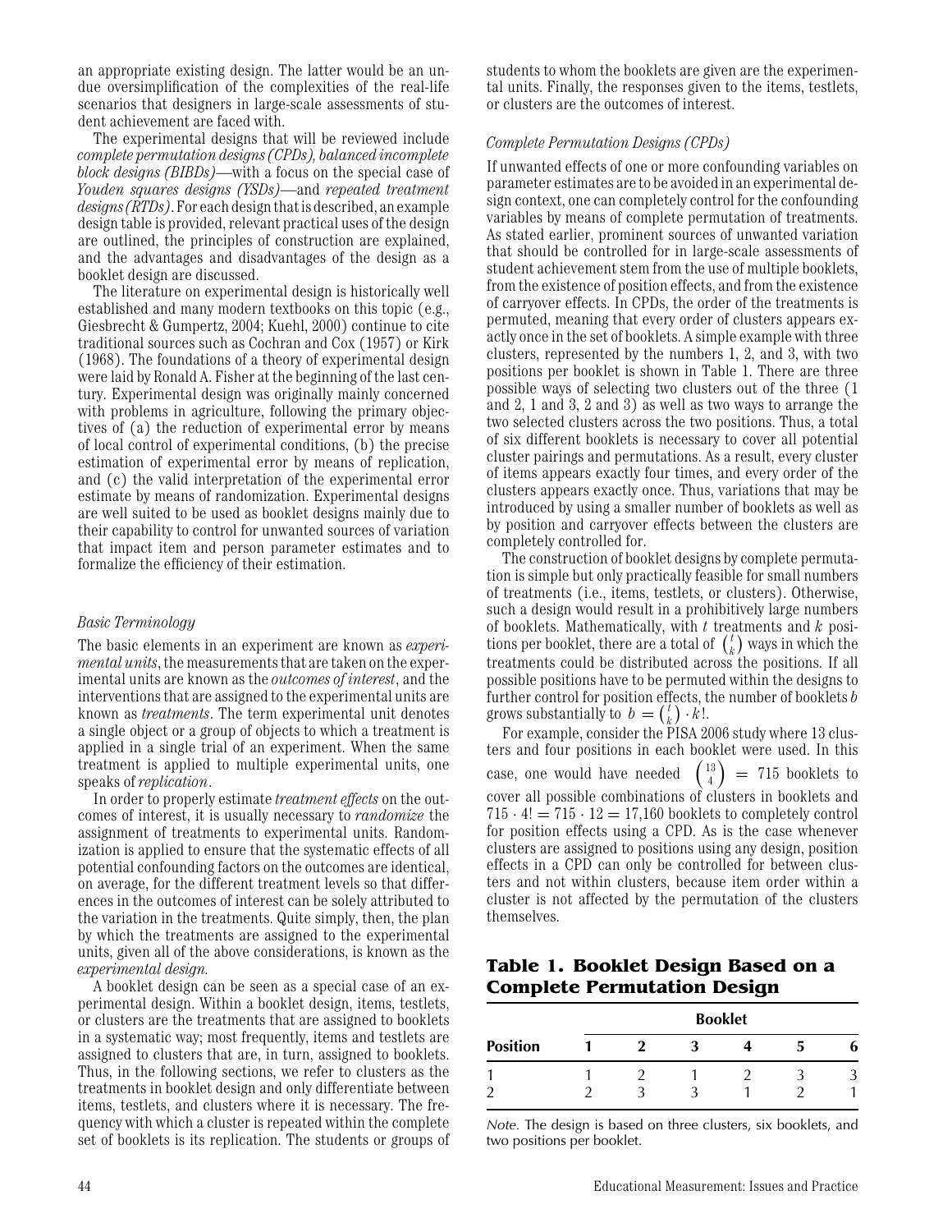an appropriate existing design. The latter would be an undue oversimplification of the complexities of the real-life scenarios that designers in large-scale assessments of student achievement are faced with.

The experimental designs that will be reviewed include *complete permutation designs (CPDs)*, *balanced incomplete block designs (BIBDs)*—with a focus on the special case of *Youden squares designs (YSDs)*—and *repeated treatment designs (RTDs)*. For each design that is described, an example design table is provided, relevant practical uses of the design are outlined, the principles of construction are explained, and the advantages and disadvantages of the design as a booklet design are discussed.

The literature on experimental design is historically well established and many modern textbooks on this topic (e.g., Giesbrecht & Gumpertz, 2004; Kuehl, 2000) continue to cite traditional sources such as Cochran and Cox (1957) or Kirk (1968). The foundations of a theory of experimental design were laid by Ronald A. Fisher at the beginning of the last century. Experimental design was originally mainly concerned with problems in agriculture, following the primary objectives of (a) the reduction of experimental error by means of local control of experimental conditions, (b) the precise estimation of experimental error by means of replication, and (c) the valid interpretation of the experimental error estimate by means of randomization. Experimental designs are well suited to be used as booklet designs mainly due to their capability to control for unwanted sources of variation that impact item and person parameter estimates and to formalize the efficiency of their estimation.

### *Basic Terminology*

The basic elements in an experiment are known as *experimental units*, the measurements that are taken on the experimental units are known as the *outcomes of interest*, and the interventions that are assigned to the experimental units are known as *treatments*. The term experimental unit denotes a single object or a group of objects to which a treatment is applied in a single trial of an experiment. When the same treatment is applied to multiple experimental units, one speaks of *replication*.

In order to properly estimate *treatment effects* on the outcomes of interest, it is usually necessary to *randomize* the assignment of treatments to experimental units. Randomization is applied to ensure that the systematic effects of all potential confounding factors on the outcomes are identical, on average, for the different treatment levels so that differences in the outcomes of interest can be solely attributed to the variation in the treatments. Quite simply, then, the plan by which the treatments are assigned to the experimental units, given all of the above considerations, is known as the *experimental design*.

A booklet design can be seen as a special case of an experimental design. Within a booklet design, items, testlets, or clusters are the treatments that are assigned to booklets in a systematic way; most frequently, items and testlets are assigned to clusters that are, in turn, assigned to booklets. Thus, in the following sections, we refer to clusters as the treatments in booklet design and only differentiate between items, testlets, and clusters where it is necessary. The frequency with which a cluster is repeated within the complete set of booklets is its replication. The students or groups of students to whom the booklets are given are the experimental units. Finally, the responses given to the items, testlets, or clusters are the outcomes of interest.

### *Complete Permutation Designs (CPDs)*

If unwanted effects of one or more confounding variables on parameter estimates are to be avoided in an experimental design context, one can completely control for the confounding variables by means of complete permutation of treatments. As stated earlier, prominent sources of unwanted variation that should be controlled for in large-scale assessments of student achievement stem from the use of multiple booklets, from the existence of position effects, and from the existence of carryover effects. In CPDs, the order of the treatments is permuted, meaning that every order of clusters appears exactly once in the set of booklets. A simple example with three clusters, represented by the numbers 1, 2, and 3, with two positions per booklet is shown in Table 1. There are three possible ways of selecting two clusters out of the three (1 and 2, 1 and 3, 2 and 3) as well as two ways to arrange the two selected clusters across the two positions. Thus, a total of six different booklets is necessary to cover all potential cluster pairings and permutations. As a result, every cluster of items appears exactly four times, and every order of the clusters appears exactly once. Thus, variations that may be introduced by using a smaller number of booklets as well as by position and carryover effects between the clusters are completely controlled for.

The construction of booklet designs by complete permutation is simple but only practically feasible for small numbers of treatments (i.e., items, testlets, or clusters). Otherwise, such a design would result in a prohibitively large numbers of booklets. Mathematically, with $t$ treatments and $k$ positions per booklet, there are a total of $\binom{t}{k}$ ways in which the treatments could be distributed across the positions. If all possible positions have to be permuted within the designs to further control for position effects, the number of booklets $b$ grows substantially to $b = \binom{t}{k} \cdot k!$.

For example, consider the PISA 2006 study where 13 clusters and four positions in each booklet were used. In this case, one would have needed $\binom{13}{4} = 715$ booklets to cover all possible combinations of clusters in booklets and $715 \cdot 4! = 715 \cdot 12 = 17{,}160$ booklets to completely control for position effects using a CPD. As is the case whenever clusters are assigned to positions using any design, position effects in a CPD can only be controlled for between clusters and not within clusters, because item order within a cluster is not affected by the permutation of the clusters themselves.

## Table 1. Booklet Design Based on a Complete Permutation Design

| | Booklet | | | | | |
|---|---|---|---|---|---|---|
| **Position** | **1** | **2** | **3** | **4** | **5** | **6** |
| 1 | 1 | 2 | 1 | 2 | 3 | 3 |
| 2 | 2 | 3 | 3 | 1 | 2 | 1 |

*Note.* The design is based on three clusters, six booklets, and two positions per booklet.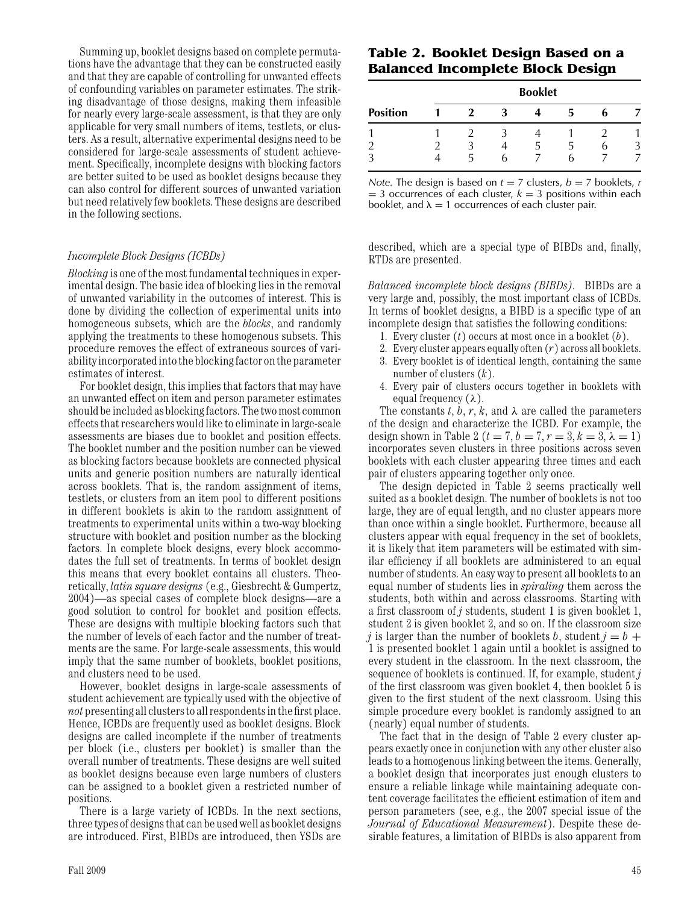Summing up, booklet designs based on complete permutations have the advantage that they can be constructed easily and that they are capable of controlling for unwanted effects of confounding variables on parameter estimates. The striking disadvantage of those designs, making them infeasible for nearly every large-scale assessment, is that they are only applicable for very small numbers of items, testlets, or clusters. As a result, alternative experimental designs need to be considered for large-scale assessments of student achievement. Specifically, incomplete designs with blocking factors are better suited to be used as booklet designs because they can also control for different sources of unwanted variation but need relatively few booklets. These designs are described in the following sections.

### *Incomplete Block Designs (ICBDs)*

*Blocking* is one of the most fundamental techniques in experimental design. The basic idea of blocking lies in the removal of unwanted variability in the outcomes of interest. This is done by dividing the collection of experimental units into homogeneous subsets, which are the *blocks*, and randomly applying the treatments to these homogenous subsets. This procedure removes the effect of extraneous sources of variability incorporated into the blocking factor on the parameter estimates of interest.

For booklet design, this implies that factors that may have an unwanted effect on item and person parameter estimates should be included as blocking factors. The two most common effects that researchers would like to eliminate in large-scale assessments are biases due to booklet and position effects. The booklet number and the position number can be viewed as blocking factors because booklets are connected physical units and generic position numbers are naturally identical across booklets. That is, the random assignment of items, testlets, or clusters from an item pool to different positions in different booklets is akin to the random assignment of treatments to experimental units within a two-way blocking structure with booklet and position number as the blocking factors. In complete block designs, every block accommodates the full set of treatments. In terms of booklet design this means that every booklet contains all clusters. Theoretically, *latin square designs* (e.g., Giesbrecht & Gumpertz, 2004)—as special cases of complete block designs—are a good solution to control for booklet and position effects. These are designs with multiple blocking factors such that the number of levels of each factor and the number of treatments are the same. For large-scale assessments, this would imply that the same number of booklets, booklet positions, and clusters need to be used.

However, booklet designs in large-scale assessments of student achievement are typically used with the objective of *not* presenting all clusters to all respondents in the first place. Hence, ICBDs are frequently used as booklet designs. Block designs are called incomplete if the number of treatments per block (i.e., clusters per booklet) is smaller than the overall number of treatments. These designs are well suited as booklet designs because even large numbers of clusters can be assigned to a booklet given a restricted number of positions.

There is a large variety of ICBDs. In the next sections, three types of designs that can be used well as booklet designs are introduced. First, BIBDs are introduced, then YSDs are described, which are a special type of BIBDs and, finally, RTDs are presented.

**Table 2. Booklet Design Based on a Balanced Incomplete Block Design**

| Position | Booklet 1 | 2 | 3 | 4 | 5 | 6 | 7 |
|---|---|---|---|---|---|---|---|
| 1 | 1 | 2 | 3 | 4 | 1 | 2 | 1 |
| 2 | 2 | 3 | 4 | 5 | 5 | 6 | 3 |
| 3 | 4 | 5 | 6 | 7 | 6 | 7 | 7 |

*Note.* The design is based on $t = 7$ clusters, $b = 7$ booklets, $r = 3$ occurrences of each cluster, $k = 3$ positions within each booklet, and $\lambda = 1$ occurrences of each cluster pair.

*Balanced incomplete block designs (BIBDs).* BIBDs are a very large and, possibly, the most important class of ICBDs. In terms of booklet designs, a BIBD is a specific type of an incomplete design that satisfies the following conditions:

1. Every cluster ($t$) occurs at most once in a booklet ($b$).
2. Every cluster appears equally often ($r$) across all booklets.
3. Every booklet is of identical length, containing the same number of clusters ($k$).
4. Every pair of clusters occurs together in booklets with equal frequency ($\lambda$).

The constants $t$, $b$, $r$, $k$, and $\lambda$ are called the parameters of the design and characterize the ICBD. For example, the design shown in Table 2 ($t = 7, b = 7, r = 3, k = 3, \lambda = 1$) incorporates seven clusters in three positions across seven booklets with each cluster appearing three times and each pair of clusters appearing together only once.

The design depicted in Table 2 seems practically well suited as a booklet design. The number of booklets is not too large, they are of equal length, and no cluster appears more than once within a single booklet. Furthermore, because all clusters appear with equal frequency in the set of booklets, it is likely that item parameters will be estimated with similar efficiency if all booklets are administered to an equal number of students. An easy way to present all booklets to an equal number of students lies in *spiraling* them across the students, both within and across classrooms. Starting with a first classroom of $j$ students, student 1 is given booklet 1, student 2 is given booklet 2, and so on. If the classroom size $j$ is larger than the number of booklets $b$, student $j = b + 1$ is presented booklet 1 again until a booklet is assigned to every student in the classroom. In the next classroom, the sequence of booklets is continued. If, for example, student $j$ of the first classroom was given booklet 4, then booklet 5 is given to the first student of the next classroom. Using this simple procedure every booklet is randomly assigned to an (nearly) equal number of students.

The fact that in the design of Table 2 every cluster appears exactly once in conjunction with any other cluster also leads to a homogenous linking between the items. Generally, a booklet design that incorporates just enough clusters to ensure a reliable linkage while maintaining adequate content coverage facilitates the efficient estimation of item and person parameters (see, e.g., the 2007 special issue of the *Journal of Educational Measurement*). Despite these desirable features, a limitation of BIBDs is also apparent from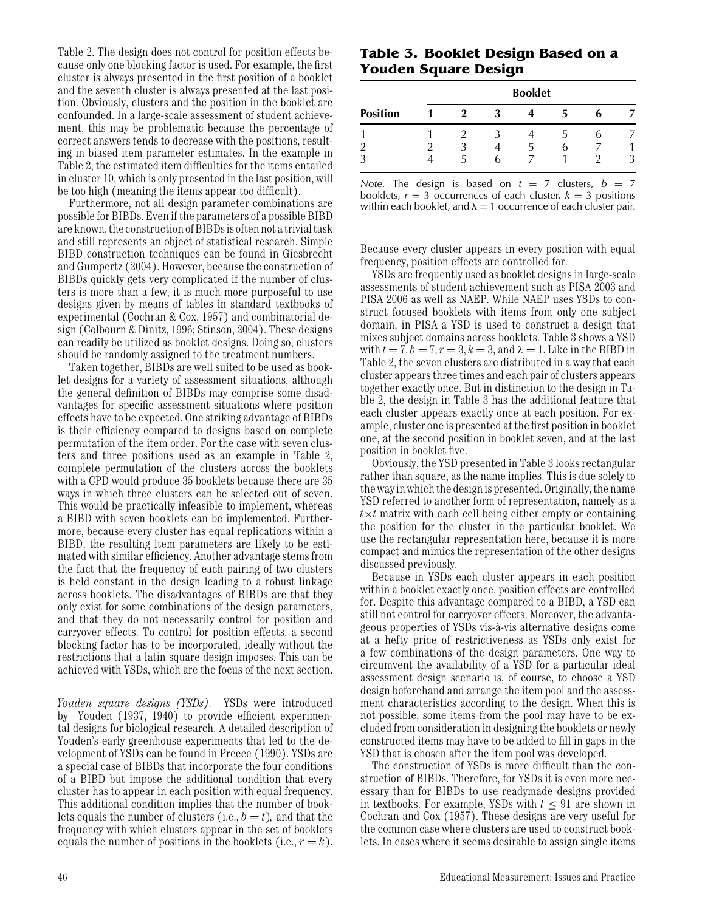Table 2. The design does not control for position effects because only one blocking factor is used. For example, the first cluster is always presented in the first position of a booklet and the seventh cluster is always presented at the last position. Obviously, clusters and the position in the booklet are confounded. In a large-scale assessment of student achievement, this may be problematic because the percentage of correct answers tends to decrease with the positions, resulting in biased item parameter estimates. In the example in Table 2, the estimated item difficulties for the items entailed in cluster 10, which is only presented in the last position, will be too high (meaning the items appear too difficult).

Furthermore, not all design parameter combinations are possible for BIBDs. Even if the parameters of a possible BIBD are known, the construction of BIBDs is often not a trivial task and still represents an object of statistical research. Simple BIBD construction techniques can be found in Giesbrecht and Gumpertz (2004). However, because the construction of BIBDs quickly gets very complicated if the number of clusters is more than a few, it is much more purposeful to use designs given by means of tables in standard textbooks of experimental (Cochran & Cox, 1957) and combinatorial design (Colbourn & Dinitz, 1996; Stinson, 2004). These designs can readily be utilized as booklet designs. Doing so, clusters should be randomly assigned to the treatment numbers.

Taken together, BIBDs are well suited to be used as booklet designs for a variety of assessment situations, although the general definition of BIBDs may comprise some disadvantages for specific assessment situations where position effects have to be expected. One striking advantage of BIBDs is their efficiency compared to designs based on complete permutation of the item order. For the case with seven clusters and three positions used as an example in Table 2, complete permutation of the clusters across the booklets with a CPD would produce 35 booklets because there are 35 ways in which three clusters can be selected out of seven. This would be practically infeasible to implement, whereas a BIBD with seven booklets can be implemented. Furthermore, because every cluster has equal replications within a BIBD, the resulting item parameters are likely to be estimated with similar efficiency. Another advantage stems from the fact that the frequency of each pairing of two clusters is held constant in the design leading to a robust linkage across booklets. The disadvantages of BIBDs are that they only exist for some combinations of the design parameters, and that they do not necessarily control for position and carryover effects. To control for position effects, a second blocking factor has to be incorporated, ideally without the restrictions that a latin square design imposes. This can be achieved with YSDs, which are the focus of the next section.

*Youden square designs (YSDs).* YSDs were introduced by Youden (1937, 1940) to provide efficient experimental designs for biological research. A detailed description of Youden's early greenhouse experiments that led to the development of YSDs can be found in Preece (1990). YSDs are a special case of BIBDs that incorporate the four conditions of a BIBD but impose the additional condition that every cluster has to appear in each position with equal frequency. This additional condition implies that the number of booklets equals the number of clusters (i.e., $b = t$), and that the frequency with which clusters appear in the set of booklets equals the number of positions in the booklets (i.e., $r = k$).

## Table 3. Booklet Design Based on a Youden Square Design

| | Booklet | | | | | | |
|---|---|---|---|---|---|---|---|
| **Position** | **1** | **2** | **3** | **4** | **5** | **6** | **7** |
| 1 | 1 | 2 | 3 | 4 | 5 | 6 | 7 |
| 2 | 2 | 3 | 4 | 5 | 6 | 7 | 1 |
| 3 | 4 | 5 | 6 | 7 | 1 | 2 | 3 |

*Note.* The design is based on $t = 7$ clusters, $b = 7$ booklets, $r = 3$ occurrences of each cluster, $k = 3$ positions within each booklet, and $\lambda = 1$ occurrence of each cluster pair.

Because every cluster appears in every position with equal frequency, position effects are controlled for.

YSDs are frequently used as booklet designs in large-scale assessments of student achievement such as PISA 2003 and PISA 2006 as well as NAEP. While NAEP uses YSDs to construct focused booklets with items from only one subject domain, in PISA a YSD is used to construct a design that mixes subject domains across booklets. Table 3 shows a YSD with $t = 7, b = 7, r = 3, k = 3$, and $\lambda = 1$. Like in the BIBD in Table 2, the seven clusters are distributed in a way that each cluster appears three times and each pair of clusters appears together exactly once. But in distinction to the design in Table 2, the design in Table 3 has the additional feature that each cluster appears exactly once at each position. For example, cluster one is presented at the first position in booklet one, at the second position in booklet seven, and at the last position in booklet five.

Obviously, the YSD presented in Table 3 looks rectangular rather than square, as the name implies. This is due solely to the way in which the design is presented. Originally, the name YSD referred to another form of representation, namely as a $t \times t$ matrix with each cell being either empty or containing the position for the cluster in the particular booklet. We use the rectangular representation here, because it is more compact and mimics the representation of the other designs discussed previously.

Because in YSDs each cluster appears in each position within a booklet exactly once, position effects are controlled for. Despite this advantage compared to a BIBD, a YSD can still not control for carryover effects. Moreover, the advantageous properties of YSDs vis-à-vis alternative designs come at a hefty price of restrictiveness as YSDs only exist for a few combinations of the design parameters. One way to circumvent the availability of a YSD for a particular ideal assessment design scenario is, of course, to choose a YSD design beforehand and arrange the item pool and the assessment characteristics according to the design. When this is not possible, some items from the pool may have to be excluded from consideration in designing the booklets or newly constructed items may have to be added to fill in gaps in the YSD that is chosen after the item pool was developed.

The construction of YSDs is more difficult than the construction of BIBDs. Therefore, for YSDs it is even more necessary than for BIBDs to use readymade designs provided in textbooks. For example, YSDs with $t \leq 91$ are shown in Cochran and Cox (1957). These designs are very useful for the common case where clusters are used to construct booklets. In cases where it seems desirable to assign single items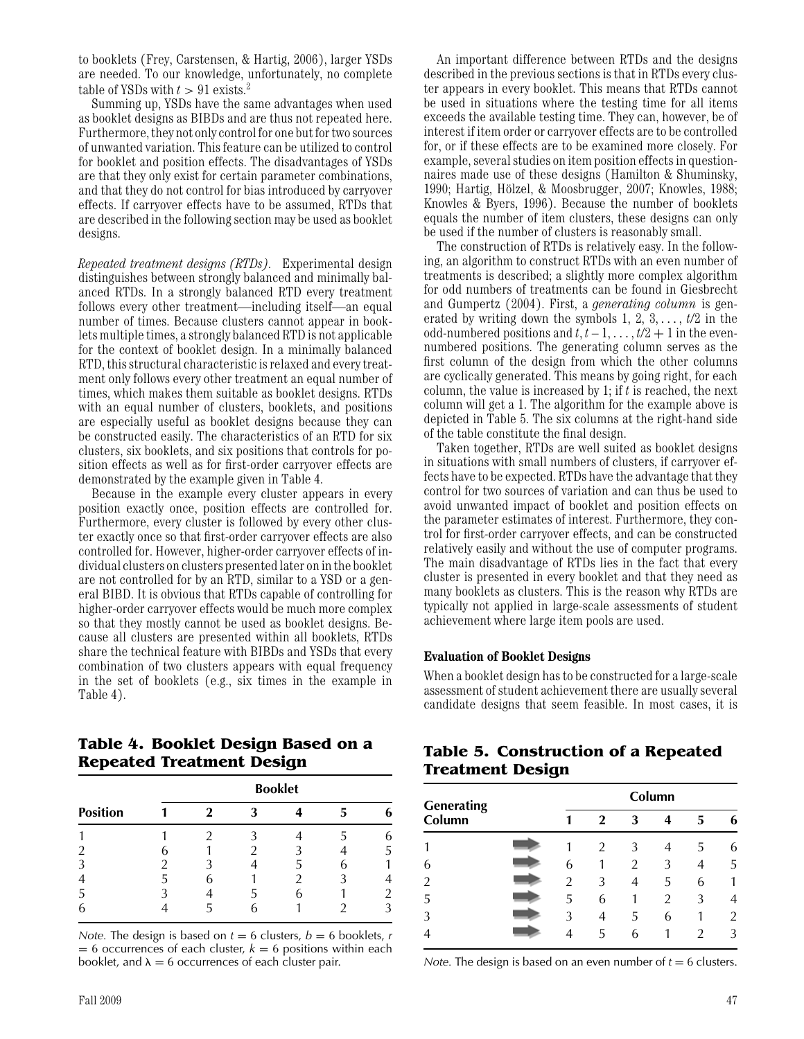to booklets (Frey, Carstensen, & Hartig, 2006), larger YSDs are needed. To our knowledge, unfortunately, no complete table of YSDs with $t > 91$ exists.[2]

Summing up, YSDs have the same advantages when used as booklet designs as BIBDs and are thus not repeated here. Furthermore, they not only control for one but for two sources of unwanted variation. This feature can be utilized to control for booklet and position effects. The disadvantages of YSDs are that they only exist for certain parameter combinations, and that they do not control for bias introduced by carryover effects. If carryover effects have to be assumed, RTDs that are described in the following section may be used as booklet designs.

*Repeated treatment designs (RTDs).* Experimental design distinguishes between strongly balanced and minimally balanced RTDs. In a strongly balanced RTD every treatment follows every other treatment—including itself—an equal number of times. Because clusters cannot appear in booklets multiple times, a strongly balanced RTD is not applicable for the context of booklet design. In a minimally balanced RTD, this structural characteristic is relaxed and every treatment only follows every other treatment an equal number of times, which makes them suitable as booklet designs. RTDs with an equal number of clusters, booklets, and positions are especially useful as booklet designs because they can be constructed easily. The characteristics of an RTD for six clusters, six booklets, and six positions that controls for position effects as well as for first-order carryover effects are demonstrated by the example given in Table 4.

Because in the example every cluster appears in every position exactly once, position effects are controlled for. Furthermore, every cluster is followed by every other cluster exactly once so that first-order carryover effects are also controlled for. However, higher-order carryover effects of individual clusters on clusters presented later on in the booklet are not controlled for by an RTD, similar to a YSD or a general BIBD. It is obvious that RTDs capable of controlling for higher-order carryover effects would be much more complex so that they mostly cannot be used as booklet designs. Because all clusters are presented within all booklets, RTDs share the technical feature with BIBDs and YSDs that every combination of two clusters appears with equal frequency in the set of booklets (e.g., six times in the example in Table 4).

**Table 4. Booklet Design Based on a Repeated Treatment Design**

| | Booklet | | | | | |
|---|---|---|---|---|---|---|
| **Position** | **1** | **2** | **3** | **4** | **5** | **6** |
| 1 | 1 | 2 | 3 | 4 | 5 | 6 |
| 2 | 6 | 1 | 2 | 3 | 4 | 5 |
| 3 | 2 | 3 | 4 | 5 | 6 | 1 |
| 4 | 5 | 6 | 1 | 2 | 3 | 4 |
| 5 | 3 | 4 | 5 | 6 | 1 | 2 |
| 6 | 4 | 5 | 6 | 1 | 2 | 3 |

*Note.* The design is based on $t = 6$ clusters, $b = 6$ booklets, $r = 6$ occurrences of each cluster, $k = 6$ positions within each booklet, and $\lambda = 6$ occurrences of each cluster pair.

An important difference between RTDs and the designs described in the previous sections is that in RTDs every cluster appears in every booklet. This means that RTDs cannot be used in situations where the testing time for all items exceeds the available testing time. They can, however, be of interest if item order or carryover effects are to be controlled for, or if these effects are to be examined more closely. For example, several studies on item position effects in questionnaires made use of these designs (Hamilton & Shuminsky, 1990; Hartig, Hölzel, & Moosbrugger, 2007; Knowles, 1988; Knowles & Byers, 1996). Because the number of booklets equals the number of item clusters, these designs can only be used if the number of clusters is reasonably small.

The construction of RTDs is relatively easy. In the following, an algorithm to construct RTDs with an even number of treatments is described; a slightly more complex algorithm for odd numbers of treatments can be found in Giesbrecht and Gumpertz (2004). First, a *generating column* is generated by writing down the symbols 1, 2, 3, . . . , $t/2$ in the odd-numbered positions and $t, t-1, \ldots, t/2+1$ in the even-numbered positions. The generating column serves as the first column of the design from which the other columns are cyclically generated. This means by going right, for each column, the value is increased by 1; if $t$ is reached, the next column will get a 1. The algorithm for the example above is depicted in Table 5. The six columns at the right-hand side of the table constitute the final design.

Taken together, RTDs are well suited as booklet designs in situations with small numbers of clusters, if carryover effects have to be expected. RTDs have the advantage that they control for two sources of variation and can thus be used to avoid unwanted impact of booklet and position effects on the parameter estimates of interest. Furthermore, they control for first-order carryover effects, and can be constructed relatively easily and without the use of computer programs. The main disadvantage of RTDs lies in the fact that every cluster is presented in every booklet and that they need as many booklets as clusters. This is the reason why RTDs are typically not applied in large-scale assessments of student achievement where large item pools are used.

### Evaluation of Booklet Designs

When a booklet design has to be constructed for a large-scale assessment of student achievement there are usually several candidate designs that seem feasible. In most cases, it is

**Table 5. Construction of a Repeated Treatment Design**

| | | Column | | | | | |
|---|---|---|---|---|---|---|---|
| **Generating Column** | | **1** | **2** | **3** | **4** | **5** | **6** |
| 1 | ➡ | 1 | 2 | 3 | 4 | 5 | 6 |
| 6 | ➡ | 6 | 1 | 2 | 3 | 4 | 5 |
| 2 | ➡ | 2 | 3 | 4 | 5 | 6 | 1 |
| 5 | ➡ | 5 | 6 | 1 | 2 | 3 | 4 |
| 3 | ➡ | 3 | 4 | 5 | 6 | 1 | 2 |
| 4 | ➡ | 4 | 5 | 6 | 1 | 2 | 3 |

*Note.* The design is based on an even number of $t = 6$ clusters.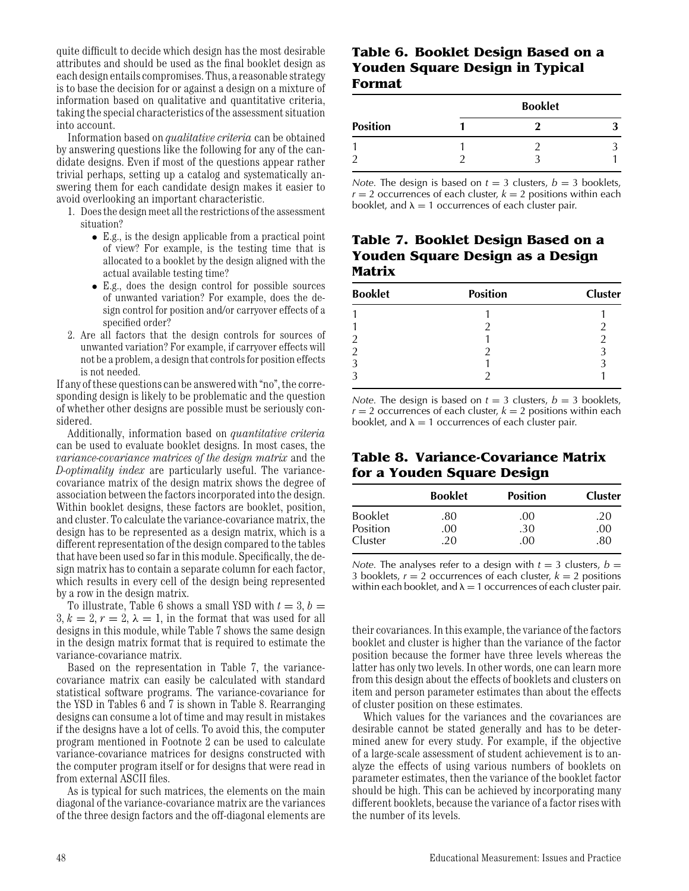quite difficult to decide which design has the most desirable attributes and should be used as the final booklet design as each design entails compromises. Thus, a reasonable strategy is to base the decision for or against a design on a mixture of information based on qualitative and quantitative criteria, taking the special characteristics of the assessment situation into account.

Information based on *qualitative criteria* can be obtained by answering questions like the following for any of the candidate designs. Even if most of the questions appear rather trivial perhaps, setting up a catalog and systematically answering them for each candidate design makes it easier to avoid overlooking an important characteristic.

1. Does the design meet all the restrictions of the assessment situation?
   - E.g., is the design applicable from a practical point of view? For example, is the testing time that is allocated to a booklet by the design aligned with the actual available testing time?
   - E.g., does the design control for possible sources of unwanted variation? For example, does the design control for position and/or carryover effects of a specified order?
2. Are all factors that the design controls for sources of unwanted variation? For example, if carryover effects will not be a problem, a design that controls for position effects is not needed.

If any of these questions can be answered with "no", the corresponding design is likely to be problematic and the question of whether other designs are possible must be seriously considered.

Additionally, information based on *quantitative criteria* can be used to evaluate booklet designs. In most cases, the *variance-covariance matrices of the design matrix* and the *D-optimality index* are particularly useful. The variance-covariance matrix of the design matrix shows the degree of association between the factors incorporated into the design. Within booklet designs, these factors are booklet, position, and cluster. To calculate the variance-covariance matrix, the design has to be represented as a design matrix, which is a different representation of the design compared to the tables that have been used so far in this module. Specifically, the design matrix has to contain a separate column for each factor, which results in every cell of the design being represented by a row in the design matrix.

To illustrate, Table 6 shows a small YSD with $t = 3$, $b = 3$, $k = 2$, $r = 2$, $\lambda = 1$, in the format that was used for all designs in this module, while Table 7 shows the same design in the design matrix format that is required to estimate the variance-covariance matrix.

Based on the representation in Table 7, the variance-covariance matrix can easily be calculated with standard statistical software programs. The variance-covariance for the YSD in Tables 6 and 7 is shown in Table 8. Rearranging designs can consume a lot of time and may result in mistakes if the designs have a lot of cells. To avoid this, the computer program mentioned in Footnote 2 can be used to calculate variance-covariance matrices for designs constructed with the computer program itself or for designs that were read in from external ASCII files.

As is typical for such matrices, the elements on the main diagonal of the variance-covariance matrix are the variances of the three design factors and the off-diagonal elements are their covariances. In this example, the variance of the factors booklet and cluster is higher than the variance of the factor position because the former have three levels whereas the latter has only two levels. In other words, one can learn more from this design about the effects of booklets and clusters on item and person parameter estimates than about the effects of cluster position on these estimates.

Which values for the variances and the covariances are desirable cannot be stated generally and has to be determined anew for every study. For example, if the objective of a large-scale assessment of student achievement is to analyze the effects of using various numbers of booklets on parameter estimates, then the variance of the booklet factor should be high. This can be achieved by incorporating many different booklets, because the variance of a factor rises with the number of its levels.

### Table 6. Booklet Design Based on a Youden Square Design in Typical Format

| | Booklet | | |
|---|---|---|---|
| **Position** | **1** | **2** | **3** |
| 1 | 1 | 2 | 3 |
| 2 | 2 | 3 | 1 |

*Note.* The design is based on $t = 3$ clusters, $b = 3$ booklets, $r = 2$ occurrences of each cluster, $k = 2$ positions within each booklet, and $\lambda = 1$ occurrences of each cluster pair.

### Table 7. Booklet Design Based on a Youden Square Design as a Design Matrix

| Booklet | Position | Cluster |
|---|---|---|
| 1 | 1 | 1 |
| 1 | 2 | 2 |
| 2 | 1 | 2 |
| 2 | 2 | 3 |
| 3 | 1 | 3 |
| 3 | 2 | 1 |

*Note.* The design is based on $t = 3$ clusters, $b = 3$ booklets, $r = 2$ occurrences of each cluster, $k = 2$ positions within each booklet, and $\lambda = 1$ occurrences of each cluster pair.

### Table 8. Variance-Covariance Matrix for a Youden Square Design

| | Booklet | Position | Cluster |
|---|---|---|---|
| Booklet | .80 | .00 | .20 |
| Position | .00 | .30 | .00 |
| Cluster | .20 | .00 | .80 |

*Note.* The analyses refer to a design with $t = 3$ clusters, $b = 3$ booklets, $r = 2$ occurrences of each cluster, $k = 2$ positions within each booklet, and $\lambda = 1$ occurrences of each cluster pair.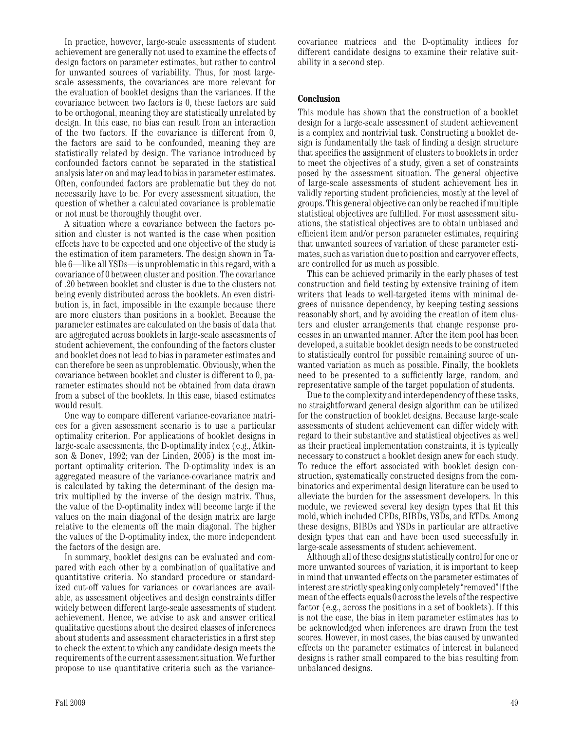In practice, however, large-scale assessments of student achievement are generally not used to examine the effects of design factors on parameter estimates, but rather to control for unwanted sources of variability. Thus, for most large-scale assessments, the covariances are more relevant for the evaluation of booklet designs than the variances. If the covariance between two factors is 0, these factors are said to be orthogonal, meaning they are statistically unrelated by design. In this case, no bias can result from an interaction of the two factors. If the covariance is different from 0, the factors are said to be confounded, meaning they are statistically related by design. The variance introduced by confounded factors cannot be separated in the statistical analysis later on and may lead to bias in parameter estimates. Often, confounded factors are problematic but they do not necessarily have to be. For every assessment situation, the question of whether a calculated covariance is problematic or not must be thoroughly thought over.

A situation where a covariance between the factors position and cluster is not wanted is the case when position effects have to be expected and one objective of the study is the estimation of item parameters. The design shown in Table 6—like all YSDs—is unproblematic in this regard, with a covariance of 0 between cluster and position. The covariance of .20 between booklet and cluster is due to the clusters not being evenly distributed across the booklets. An even distribution is, in fact, impossible in the example because there are more clusters than positions in a booklet. Because the parameter estimates are calculated on the basis of data that are aggregated across booklets in large-scale assessments of student achievement, the confounding of the factors cluster and booklet does not lead to bias in parameter estimates and can therefore be seen as unproblematic. Obviously, when the covariance between booklet and cluster is different to 0, parameter estimates should not be obtained from data drawn from a subset of the booklets. In this case, biased estimates would result.

One way to compare different variance-covariance matrices for a given assessment scenario is to use a particular optimality criterion. For applications of booklet designs in large-scale assessments, the D-optimality index (e.g., Atkinson & Donev, 1992; van der Linden, 2005) is the most important optimality criterion. The D-optimality index is an aggregated measure of the variance-covariance matrix and is calculated by taking the determinant of the design matrix multiplied by the inverse of the design matrix. Thus, the value of the D-optimality index will become large if the values on the main diagonal of the design matrix are large relative to the elements off the main diagonal. The higher the values of the D-optimality index, the more independent the factors of the design are.

In summary, booklet designs can be evaluated and compared with each other by a combination of qualitative and quantitative criteria. No standard procedure or standardized cut-off values for variances or covariances are available, as assessment objectives and design constraints differ widely between different large-scale assessments of student achievement. Hence, we advise to ask and answer critical qualitative questions about the desired classes of inferences about students and assessment characteristics in a first step to check the extent to which any candidate design meets the requirements of the current assessment situation. We further propose to use quantitative criteria such as the variance-covariance matrices and the D-optimality indices for different candidate designs to examine their relative suitability in a second step.

## Conclusion

This module has shown that the construction of a booklet design for a large-scale assessment of student achievement is a complex and nontrivial task. Constructing a booklet design is fundamentally the task of finding a design structure that specifies the assignment of clusters to booklets in order to meet the objectives of a study, given a set of constraints posed by the assessment situation. The general objective of large-scale assessments of student achievement lies in validly reporting student proficiencies, mostly at the level of groups. This general objective can only be reached if multiple statistical objectives are fulfilled. For most assessment situations, the statistical objectives are to obtain unbiased and efficient item and/or person parameter estimates, requiring that unwanted sources of variation of these parameter estimates, such as variation due to position and carryover effects, are controlled for as much as possible.

This can be achieved primarily in the early phases of test construction and field testing by extensive training of item writers that leads to well-targeted items with minimal degrees of nuisance dependency, by keeping testing sessions reasonably short, and by avoiding the creation of item clusters and cluster arrangements that change response processes in an unwanted manner. After the item pool has been developed, a suitable booklet design needs to be constructed to statistically control for possible remaining source of unwanted variation as much as possible. Finally, the booklets need to be presented to a sufficiently large, random, and representative sample of the target population of students.

Due to the complexity and interdependency of these tasks, no straightforward general design algorithm can be utilized for the construction of booklet designs. Because large-scale assessments of student achievement can differ widely with regard to their substantive and statistical objectives as well as their practical implementation constraints, it is typically necessary to construct a booklet design anew for each study. To reduce the effort associated with booklet design construction, systematically constructed designs from the combinatorics and experimental design literature can be used to alleviate the burden for the assessment developers. In this module, we reviewed several key design types that fit this mold, which included CPDs, BIBDs, YSDs, and RTDs. Among these designs, BIBDs and YSDs in particular are attractive design types that can and have been used successfully in large-scale assessments of student achievement.

Although all of these designs statistically control for one or more unwanted sources of variation, it is important to keep in mind that unwanted effects on the parameter estimates of interest are strictly speaking only completely "removed" if the mean of the effects equals 0 across the levels of the respective factor (e.g., across the positions in a set of booklets). If this is not the case, the bias in item parameter estimates has to be acknowledged when inferences are drawn from the test scores. However, in most cases, the bias caused by unwanted effects on the parameter estimates of interest in balanced designs is rather small compared to the bias resulting from unbalanced designs.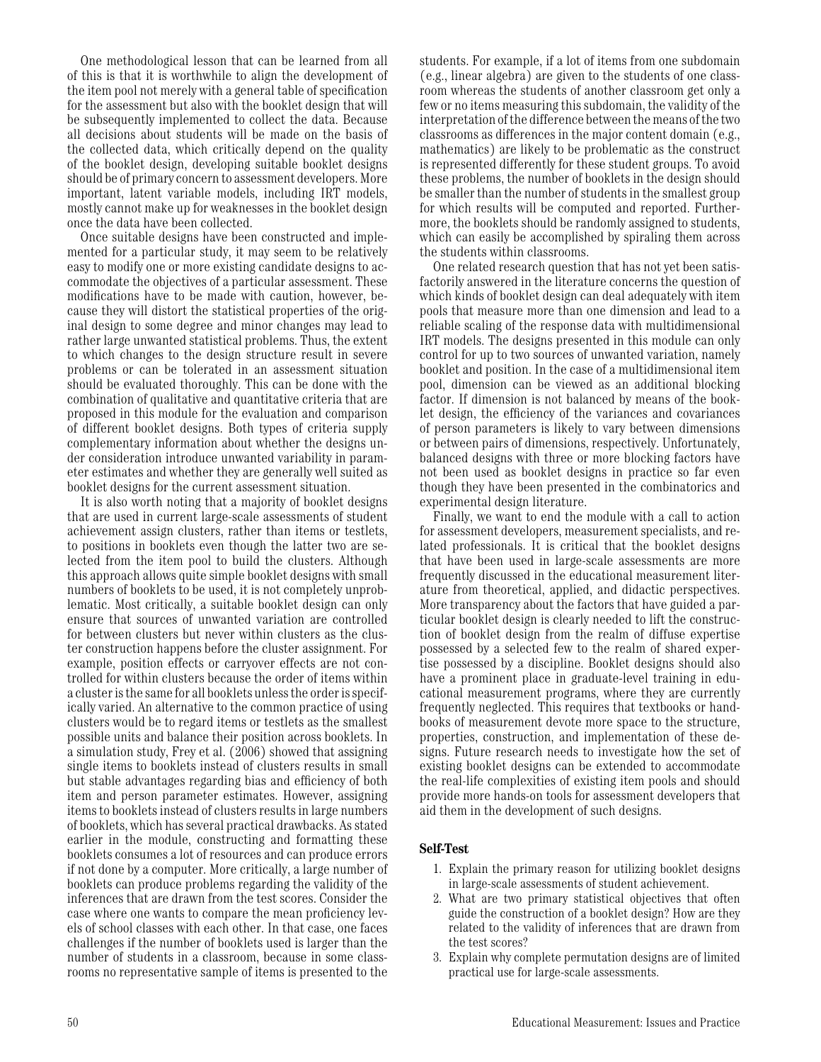One methodological lesson that can be learned from all of this is that it is worthwhile to align the development of the item pool not merely with a general table of specification for the assessment but also with the booklet design that will be subsequently implemented to collect the data. Because all decisions about students will be made on the basis of the collected data, which critically depend on the quality of the booklet design, developing suitable booklet designs should be of primary concern to assessment developers. More important, latent variable models, including IRT models, mostly cannot make up for weaknesses in the booklet design once the data have been collected.

Once suitable designs have been constructed and implemented for a particular study, it may seem to be relatively easy to modify one or more existing candidate designs to accommodate the objectives of a particular assessment. These modifications have to be made with caution, however, because they will distort the statistical properties of the original design to some degree and minor changes may lead to rather large unwanted statistical problems. Thus, the extent to which changes to the design structure result in severe problems or can be tolerated in an assessment situation should be evaluated thoroughly. This can be done with the combination of qualitative and quantitative criteria that are proposed in this module for the evaluation and comparison of different booklet designs. Both types of criteria supply complementary information about whether the designs under consideration introduce unwanted variability in parameter estimates and whether they are generally well suited as booklet designs for the current assessment situation.

It is also worth noting that a majority of booklet designs that are used in current large-scale assessments of student achievement assign clusters, rather than items or testlets, to positions in booklets even though the latter two are selected from the item pool to build the clusters. Although this approach allows quite simple booklet designs with small numbers of booklets to be used, it is not completely unproblematic. Most critically, a suitable booklet design can only ensure that sources of unwanted variation are controlled for between clusters but never within clusters as the cluster construction happens before the cluster assignment. For example, position effects or carryover effects are not controlled for within clusters because the order of items within a cluster is the same for all booklets unless the order is specifically varied. An alternative to the common practice of using clusters would be to regard items or testlets as the smallest possible units and balance their position across booklets. In a simulation study, Frey et al. (2006) showed that assigning single items to booklets instead of clusters results in small but stable advantages regarding bias and efficiency of both item and person parameter estimates. However, assigning items to booklets instead of clusters results in large numbers of booklets, which has several practical drawbacks. As stated earlier in the module, constructing and formatting these booklets consumes a lot of resources and can produce errors if not done by a computer. More critically, a large number of booklets can produce problems regarding the validity of the inferences that are drawn from the test scores. Consider the case where one wants to compare the mean proficiency levels of school classes with each other. In that case, one faces challenges if the number of booklets used is larger than the number of students in a classroom, because in some classrooms no representative sample of items is presented to the students. For example, if a lot of items from one subdomain (e.g., linear algebra) are given to the students of one classroom whereas the students of another classroom get only a few or no items measuring this subdomain, the validity of the interpretation of the difference between the means of the two classrooms as differences in the major content domain (e.g., mathematics) are likely to be problematic as the construct is represented differently for these student groups. To avoid these problems, the number of booklets in the design should be smaller than the number of students in the smallest group for which results will be computed and reported. Furthermore, the booklets should be randomly assigned to students, which can easily be accomplished by spiraling them across the students within classrooms.

One related research question that has not yet been satisfactorily answered in the literature concerns the question of which kinds of booklet design can deal adequately with item pools that measure more than one dimension and lead to a reliable scaling of the response data with multidimensional IRT models. The designs presented in this module can only control for up to two sources of unwanted variation, namely booklet and position. In the case of a multidimensional item pool, dimension can be viewed as an additional blocking factor. If dimension is not balanced by means of the booklet design, the efficiency of the variances and covariances of person parameters is likely to vary between dimensions or between pairs of dimensions, respectively. Unfortunately, balanced designs with three or more blocking factors have not been used as booklet designs in practice so far even though they have been presented in the combinatorics and experimental design literature.

Finally, we want to end the module with a call to action for assessment developers, measurement specialists, and related professionals. It is critical that the booklet designs that have been used in large-scale assessments are more frequently discussed in the educational measurement literature from theoretical, applied, and didactic perspectives. More transparency about the factors that have guided a particular booklet design is clearly needed to lift the construction of booklet design from the realm of diffuse expertise possessed by a selected few to the realm of shared expertise possessed by a discipline. Booklet designs should also have a prominent place in graduate-level training in educational measurement programs, where they are currently frequently neglected. This requires that textbooks or handbooks of measurement devote more space to the structure, properties, construction, and implementation of these designs. Future research needs to investigate how the set of existing booklet designs can be extended to accommodate the real-life complexities of existing item pools and should provide more hands-on tools for assessment developers that aid them in the development of such designs.

### Self-Test

1. Explain the primary reason for utilizing booklet designs in large-scale assessments of student achievement.
2. What are two primary statistical objectives that often guide the construction of a booklet design? How are they related to the validity of inferences that are drawn from the test scores?
3. Explain why complete permutation designs are of limited practical use for large-scale assessments.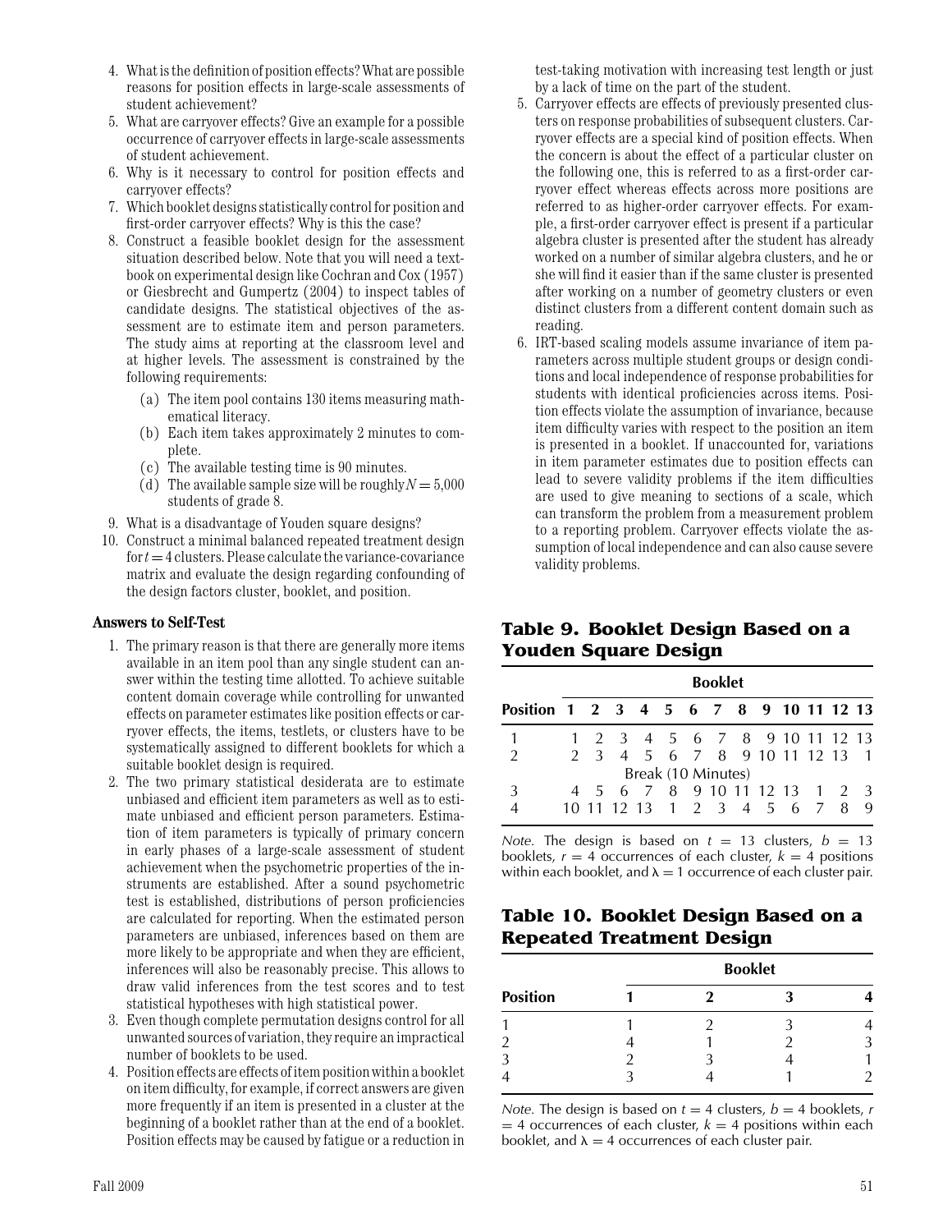4. What is the definition of position effects? What are possible reasons for position effects in large-scale assessments of student achievement?
5. What are carryover effects? Give an example for a possible occurrence of carryover effects in large-scale assessments of student achievement.
6. Why is it necessary to control for position effects and carryover effects?
7. Which booklet designs statistically control for position and first-order carryover effects? Why is this the case?
8. Construct a feasible booklet design for the assessment situation described below. Note that you will need a textbook on experimental design like Cochran and Cox (1957) or Giesbrecht and Gumpertz (2004) to inspect tables of candidate designs. The statistical objectives of the assessment are to estimate item and person parameters. The study aims at reporting at the classroom level and at higher levels. The assessment is constrained by the following requirements:
   - (a) The item pool contains 130 items measuring mathematical literacy.
   - (b) Each item takes approximately 2 minutes to complete.
   - (c) The available testing time is 90 minutes.
   - (d) The available sample size will be roughly $N = 5{,}000$ students of grade 8.
9. What is a disadvantage of Youden square designs?
10. Construct a minimal balanced repeated treatment design for $t = 4$ clusters. Please calculate the variance-covariance matrix and evaluate the design regarding confounding of the design factors cluster, booklet, and position.

### Answers to Self-Test

1. The primary reason is that there are generally more items available in an item pool than any single student can answer within the testing time allotted. To achieve suitable content domain coverage while controlling for unwanted effects on parameter estimates like position effects or carryover effects, the items, testlets, or clusters have to be systematically assigned to different booklets for which a suitable booklet design is required.
2. The two primary statistical desiderata are to estimate unbiased and efficient item parameters as well as to estimate unbiased and efficient person parameters. Estimation of item parameters is typically of primary concern in early phases of a large-scale assessment of student achievement when the psychometric properties of the instruments are established. After a sound psychometric test is established, distributions of person proficiencies are calculated for reporting. When the estimated person parameters are unbiased, inferences based on them are more likely to be appropriate and when they are efficient, inferences will also be reasonably precise. This allows to draw valid inferences from the test scores and to test statistical hypotheses with high statistical power.
3. Even though complete permutation designs control for all unwanted sources of variation, they require an impractical number of booklets to be used.
4. Position effects are effects of item position within a booklet on item difficulty, for example, if correct answers are given more frequently if an item is presented in a cluster at the beginning of a booklet rather than at the end of a booklet. Position effects may be caused by fatigue or a reduction in test-taking motivation with increasing test length or just by a lack of time on the part of the student.
5. Carryover effects are effects of previously presented clusters on response probabilities of subsequent clusters. Carryover effects are a special kind of position effects. When the concern is about the effect of a particular cluster on the following one, this is referred to as a first-order carryover effect whereas effects across more positions are referred to as higher-order carryover effects. For example, a first-order carryover effect is present if a particular algebra cluster is presented after the student has already worked on a number of similar algebra clusters, and he or she will find it easier than if the same cluster is presented after working on a number of geometry clusters or even distinct clusters from a different content domain such as reading.
6. IRT-based scaling models assume invariance of item parameters across multiple student groups or design conditions and local independence of response probabilities for students with identical proficiencies across items. Position effects violate the assumption of invariance, because item difficulty varies with respect to the position an item is presented in a booklet. If unaccounted for, variations in item parameter estimates due to position effects can lead to severe validity problems if the item difficulties are used to give meaning to sections of a scale, which can transform the problem from a measurement problem to a reporting problem. Carryover effects violate the assumption of local independence and can also cause severe validity problems.

### Table 9. Booklet Design Based on a Youden Square Design

| | Booklet | | | | | | | | | | | | |
|---|---|---|---|---|---|---|---|---|---|---|---|---|---|
| **Position** | **1** | **2** | **3** | **4** | **5** | **6** | **7** | **8** | **9** | **10** | **11** | **12** | **13** |
| 1 | 1 | 2 | 3 | 4 | 5 | 6 | 7 | 8 | 9 | 10 | 11 | 12 | 13 |
| 2 | 2 | 3 | 4 | 5 | 6 | 7 | 8 | 9 | 10 | 11 | 12 | 13 | 1 |
| Break (10 Minutes) | | | | | | | | | | | | | |
| 3 | 4 | 5 | 6 | 7 | 8 | 9 | 10 | 11 | 12 | 13 | 1 | 2 | 3 |
| 4 | 10 | 11 | 12 | 13 | 1 | 2 | 3 | 4 | 5 | 6 | 7 | 8 | 9 |

*Note.* The design is based on $t = 13$ clusters, $b = 13$ booklets, $r = 4$ occurrences of each cluster, $k = 4$ positions within each booklet, and $\lambda = 1$ occurrence of each cluster pair.

### Table 10. Booklet Design Based on a Repeated Treatment Design

| | Booklet | | | |
|---|---|---|---|---|
| **Position** | **1** | **2** | **3** | **4** |
| 1 | 1 | 2 | 3 | 4 |
| 2 | 4 | 1 | 2 | 3 |
| 3 | 2 | 3 | 4 | 1 |
| 4 | 3 | 4 | 1 | 2 |

*Note.* The design is based on $t = 4$ clusters, $b = 4$ booklets, $r = 4$ occurrences of each cluster, $k = 4$ positions within each booklet, and $\lambda = 4$ occurrences of each cluster pair.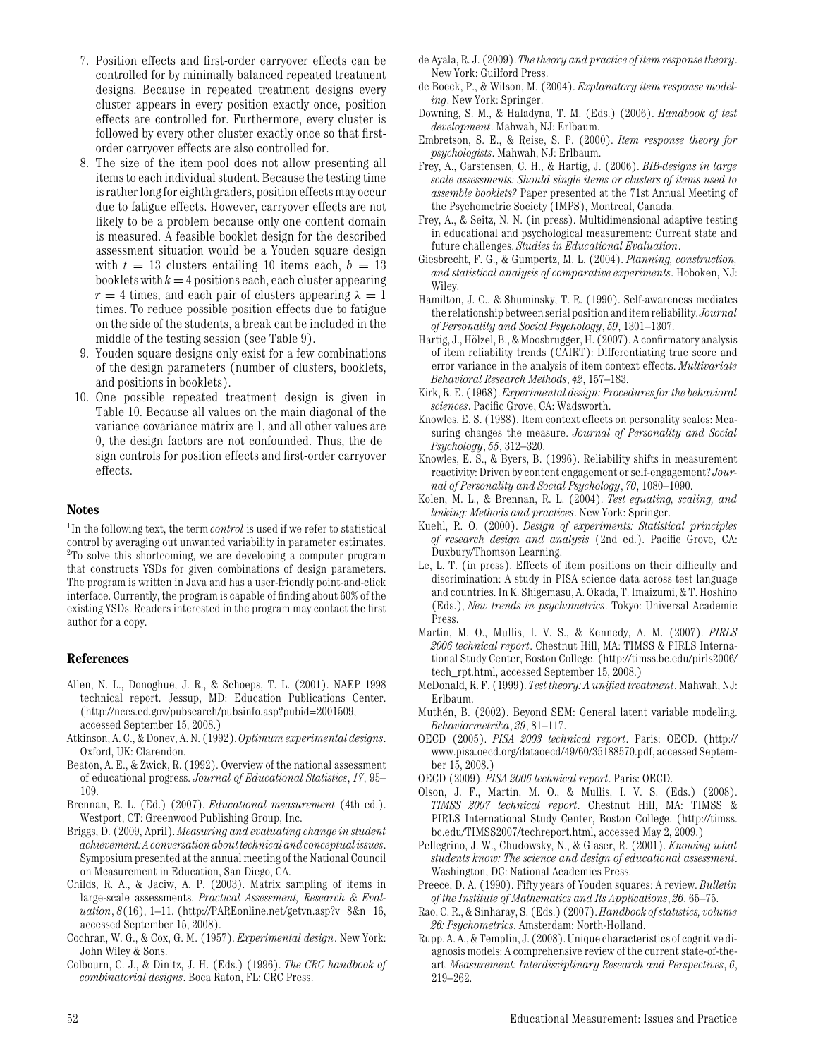7. Position effects and first-order carryover effects can be controlled for by minimally balanced repeated treatment designs. Because in repeated treatment designs every cluster appears in every position exactly once, position effects are controlled for. Furthermore, every cluster is followed by every other cluster exactly once so that first-order carryover effects are also controlled for.
8. The size of the item pool does not allow presenting all items to each individual student. Because the testing time is rather long for eighth graders, position effects may occur due to fatigue effects. However, carryover effects are not likely to be a problem because only one content domain is measured. A feasible booklet design for the described assessment situation would be a Youden square design with $t = 13$ clusters entailing 10 items each, $b = 13$ booklets with $k = 4$ positions each, each cluster appearing $r = 4$ times, and each pair of clusters appearing $\lambda = 1$ times. To reduce possible position effects due to fatigue on the side of the students, a break can be included in the middle of the testing session (see Table 9).
9. Youden square designs only exist for a few combinations of the design parameters (number of clusters, booklets, and positions in booklets).
10. One possible repeated treatment design is given in Table 10. Because all values on the main diagonal of the variance-covariance matrix are 1, and all other values are 0, the design factors are not confounded. Thus, the design controls for position effects and first-order carryover effects.

## Notes

[1]In the following text, the term *control* is used if we refer to statistical control by averaging out unwanted variability in parameter estimates.
[2]To solve this shortcoming, we are developing a computer program that constructs YSDs for given combinations of design parameters. The program is written in Java and has a user-friendly point-and-click interface. Currently, the program is capable of finding about 60% of the existing YSDs. Readers interested in the program may contact the first author for a copy.

## References

Allen, N. L., Donoghue, J. R., & Schoeps, T. L. (2001). NAEP 1998 technical report. Jessup, MD: Education Publications Center. (http://nces.ed.gov/pubsearch/pubsinfo.asp?pubid=2001509, accessed September 15, 2008.)

Atkinson, A. C., & Donev, A. N. (1992). *Optimum experimental designs*. Oxford, UK: Clarendon.

Beaton, A. E., & Zwick, R. (1992). Overview of the national assessment of educational progress. *Journal of Educational Statistics*, *17*, 95–109.

Brennan, R. L. (Ed.) (2007). *Educational measurement* (4th ed.). Westport, CT: Greenwood Publishing Group, Inc.

Briggs, D. (2009, April). *Measuring and evaluating change in student achievement: A conversation about technical and conceptual issues*. Symposium presented at the annual meeting of the National Council on Measurement in Education, San Diego, CA.

Childs, R. A., & Jaciw, A. P. (2003). Matrix sampling of items in large-scale assessments. *Practical Assessment, Research & Evaluation*, *8*(16), 1–11. (http://PAREonline.net/getvn.asp?v=8&n=16, accessed September 15, 2008).

Cochran, W. G., & Cox, G. M. (1957). *Experimental design*. New York: John Wiley & Sons.

Colbourn, C. J., & Dinitz, J. H. (Eds.) (1996). *The CRC handbook of combinatorial designs*. Boca Raton, FL: CRC Press.

de Ayala, R. J. (2009). *The theory and practice of item response theory*. New York: Guilford Press.

de Boeck, P., & Wilson, M. (2004). *Explanatory item response modeling*. New York: Springer.

Downing, S. M., & Haladyna, T. M. (Eds.) (2006). *Handbook of test development*. Mahwah, NJ: Erlbaum.

Embretson, S. E., & Reise, S. P. (2000). *Item response theory for psychologists*. Mahwah, NJ: Erlbaum.

Frey, A., Carstensen, C. H., & Hartig, J. (2006). *BIB-designs in large scale assessments: Should single items or clusters of items used to assemble booklets?* Paper presented at the 71st Annual Meeting of the Psychometric Society (IMPS), Montreal, Canada.

Frey, A., & Seitz, N. N. (in press). Multidimensional adaptive testing in educational and psychological measurement: Current state and future challenges. *Studies in Educational Evaluation*.

Giesbrecht, F. G., & Gumpertz, M. L. (2004). *Planning, construction, and statistical analysis of comparative experiments*. Hoboken, NJ: Wiley.

Hamilton, J. C., & Shuminsky, T. R. (1990). Self-awareness mediates the relationship between serial position and item reliability. *Journal of Personality and Social Psychology*, *59*, 1301–1307.

Hartig, J., Hölzel, B., & Moosbrugger, H. (2007). A confirmatory analysis of item reliability trends (CAIRT): Differentiating true score and error variance in the analysis of item context effects. *Multivariate Behavioral Research Methods*, *42*, 157–183.

Kirk, R. E. (1968). *Experimental design: Procedures for the behavioral sciences*. Pacific Grove, CA: Wadsworth.

Knowles, E. S. (1988). Item context effects on personality scales: Measuring changes the measure. *Journal of Personality and Social Psychology*, *55*, 312–320.

Knowles, E. S., & Byers, B. (1996). Reliability shifts in measurement reactivity: Driven by content engagement or self-engagement? *Journal of Personality and Social Psychology*, *70*, 1080–1090.

Kolen, M. L., & Brennan, R. L. (2004). *Test equating, scaling, and linking: Methods and practices*. New York: Springer.

Kuehl, R. O. (2000). *Design of experiments: Statistical principles of research design and analysis* (2nd ed.). Pacific Grove, CA: Duxbury/Thomson Learning.

Le, L. T. (in press). Effects of item positions on their difficulty and discrimination: A study in PISA science data across test language and countries. In K. Shigemasu, A. Okada, T. Imaizumi, & T. Hoshino (Eds.), *New trends in psychometrics*. Tokyo: Universal Academic Press.

Martin, M. O., Mullis, I. V. S., & Kennedy, A. M. (2007). *PIRLS 2006 technical report*. Chestnut Hill, MA: TIMSS & PIRLS International Study Center, Boston College. (http://timss.bc.edu/pirls2006/tech_rpt.html, accessed September 15, 2008.)

McDonald, R. F. (1999). *Test theory: A unified treatment*. Mahwah, NJ: Erlbaum.

Muthén, B. (2002). Beyond SEM: General latent variable modeling. *Behaviormetrika*, *29*, 81–117.

OECD (2005). *PISA 2003 technical report*. Paris: OECD. (http://www.pisa.oecd.org/dataoecd/49/60/35188570.pdf, accessed September 15, 2008.)

OECD (2009). *PISA 2006 technical report*. Paris: OECD.

Olson, J. F., Martin, M. O., & Mullis, I. V. S. (Eds.) (2008). *TIMSS 2007 technical report*. Chestnut Hill, MA: TIMSS & PIRLS International Study Center, Boston College. (http://timss.bc.edu/TIMSS2007/techreport.html, accessed May 2, 2009.)

Pellegrino, J. W., Chudowsky, N., & Glaser, R. (2001). *Knowing what students know: The science and design of educational assessment*. Washington, DC: National Academies Press.

Preece, D. A. (1990). Fifty years of Youden squares: A review. *Bulletin of the Institute of Mathematics and Its Applications*, *26*, 65–75.

Rao, C. R., & Sinharay, S. (Eds.) (2007). *Handbook of statistics, volume 26: Psychometrics*. Amsterdam: North-Holland.

Rupp, A. A., & Templin, J. (2008). Unique characteristics of cognitive diagnosis models: A comprehensive review of the current state-of-the-art. *Measurement: Interdisciplinary Research and Perspectives*, *6*, 219–262.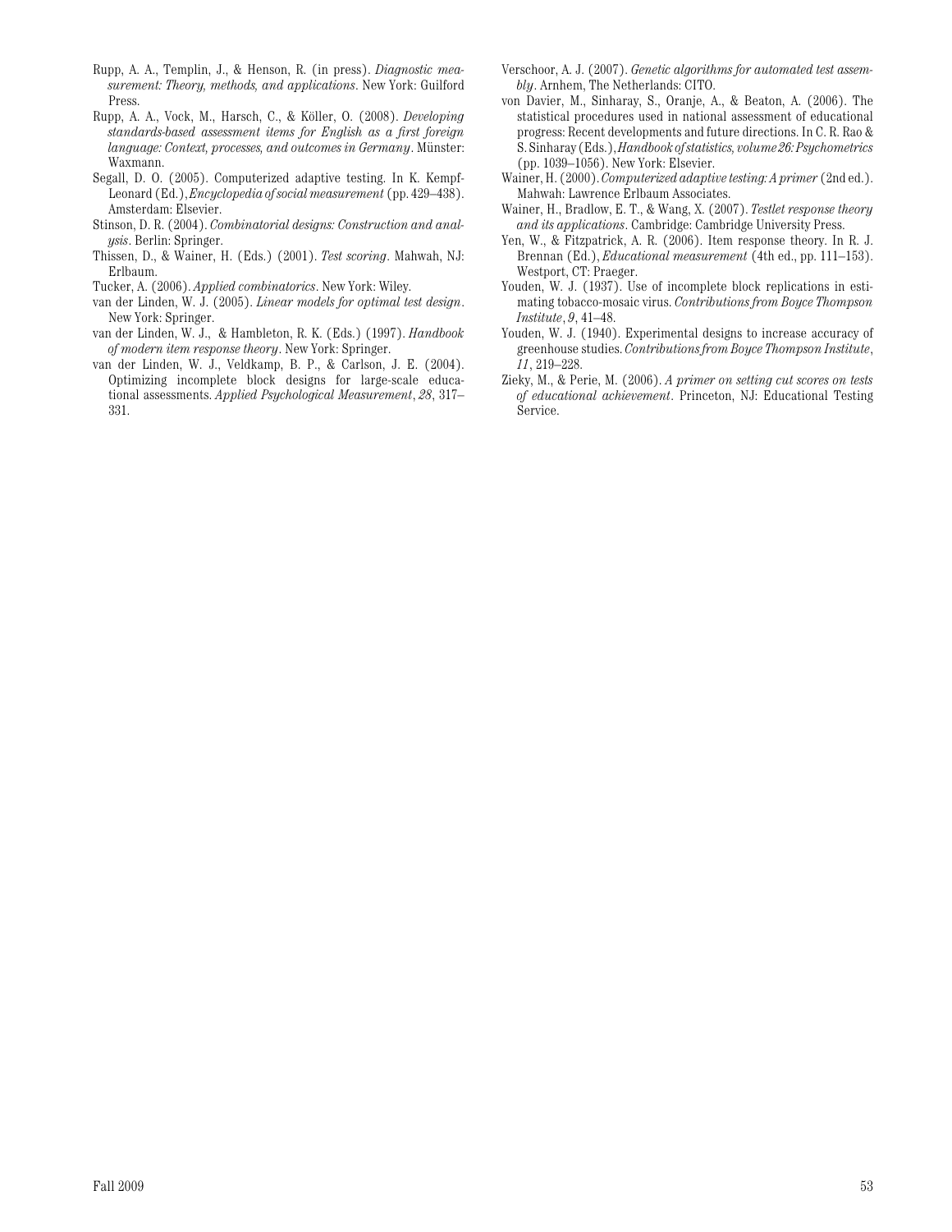Rupp, A. A., Templin, J., & Henson, R. (in press). *Diagnostic measurement: Theory, methods, and applications*. New York: Guilford Press.

Rupp, A. A., Vock, M., Harsch, C., & Köller, O. (2008). *Developing standards-based assessment items for English as a first foreign language: Context, processes, and outcomes in Germany*. Münster: Waxmann.

Segall, D. O. (2005). Computerized adaptive testing. In K. Kempf-Leonard (Ed.), *Encyclopedia of social measurement* (pp. 429–438). Amsterdam: Elsevier.

Stinson, D. R. (2004). *Combinatorial designs: Construction and analysis*. Berlin: Springer.

Thissen, D., & Wainer, H. (Eds.) (2001). *Test scoring*. Mahwah, NJ: Erlbaum.

Tucker, A. (2006). *Applied combinatorics*. New York: Wiley.

van der Linden, W. J. (2005). *Linear models for optimal test design*. New York: Springer.

van der Linden, W. J., & Hambleton, R. K. (Eds.) (1997). *Handbook of modern item response theory*. New York: Springer.

van der Linden, W. J., Veldkamp, B. P., & Carlson, J. E. (2004). Optimizing incomplete block designs for large-scale educational assessments. *Applied Psychological Measurement*, *28*, 317–331.

Verschoor, A. J. (2007). *Genetic algorithms for automated test assembly*. Arnhem, The Netherlands: CITO.

von Davier, M., Sinharay, S., Oranje, A., & Beaton, A. (2006). The statistical procedures used in national assessment of educational progress: Recent developments and future directions. In C. R. Rao & S. Sinharay (Eds.), *Handbook of statistics, volume 26: Psychometrics* (pp. 1039–1056). New York: Elsevier.

Wainer, H. (2000). *Computerized adaptive testing: A primer* (2nd ed.). Mahwah: Lawrence Erlbaum Associates.

Wainer, H., Bradlow, E. T., & Wang, X. (2007). *Testlet response theory and its applications*. Cambridge: Cambridge University Press.

Yen, W., & Fitzpatrick, A. R. (2006). Item response theory. In R. J. Brennan (Ed.), *Educational measurement* (4th ed., pp. 111–153). Westport, CT: Praeger.

Youden, W. J. (1937). Use of incomplete block replications in estimating tobacco-mosaic virus. *Contributions from Boyce Thompson Institute*, *9*, 41–48.

Youden, W. J. (1940). Experimental designs to increase accuracy of greenhouse studies. *Contributions from Boyce Thompson Institute*, *11*, 219–228.

Zieky, M., & Perie, M. (2006). *A primer on setting cut scores on tests of educational achievement*. Princeton, NJ: Educational Testing Service.